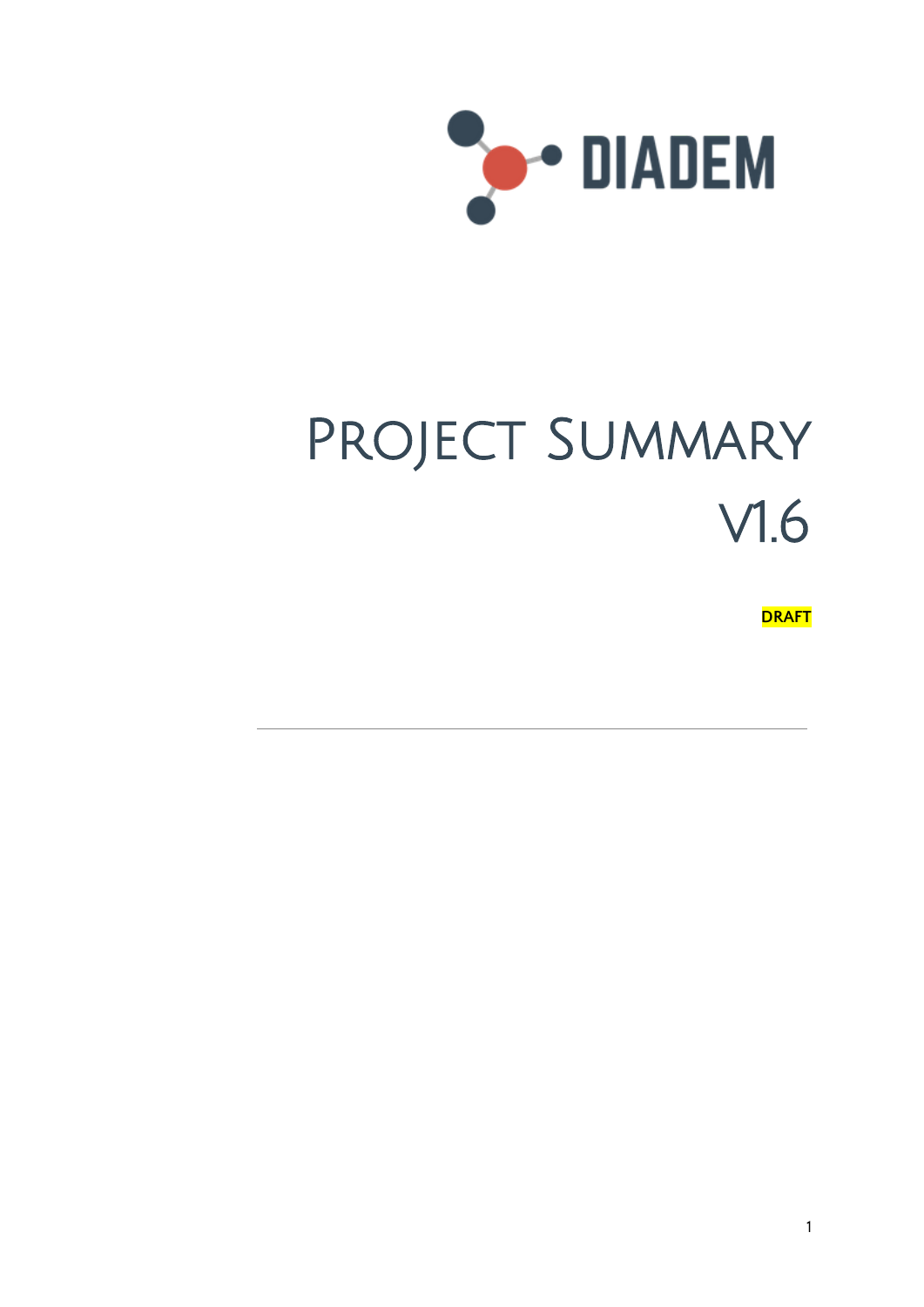DIADEM

# Project Summary V1.6

**DRAFT**

---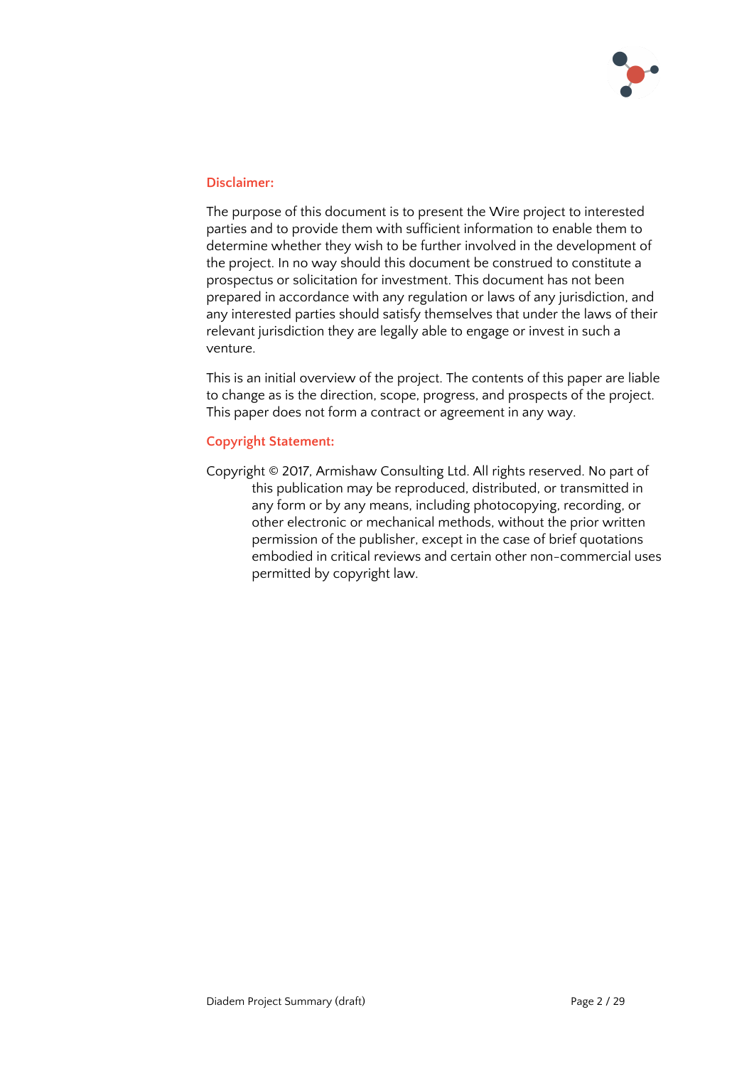**Disclaimer:**

The purpose of this document is to present the Wire project to interested parties and to provide them with sufficient information to enable them to determine whether they wish to be further involved in the development of the project. In no way should this document be construed to constitute a prospectus or solicitation for investment. This document has not been prepared in accordance with any regulation or laws of any jurisdiction, and any interested parties should satisfy themselves that under the laws of their relevant jurisdiction they are legally able to engage or invest in such a venture.

This is an initial overview of the project. The contents of this paper are liable to change as is the direction, scope, progress, and prospects of the project. This paper does not form a contract or agreement in any way.

**Copyright Statement:**

Copyright © 2017, Armishaw Consulting Ltd. All rights reserved. No part of this publication may be reproduced, distributed, or transmitted in any form or by any means, including photocopying, recording, or other electronic or mechanical methods, without the prior written permission of the publisher, except in the case of brief quotations embodied in critical reviews and certain other non-commercial uses permitted by copyright law.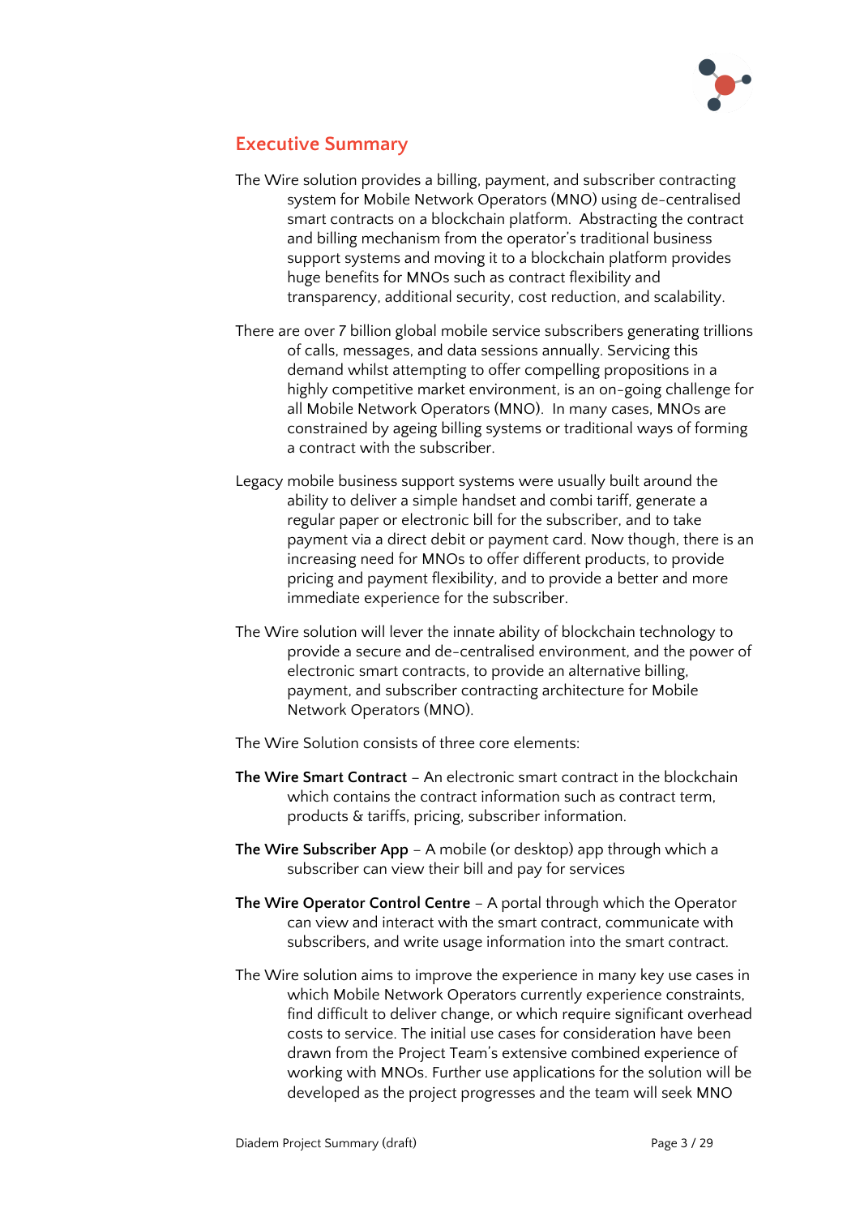## Executive Summary

The Wire solution provides a billing, payment, and subscriber contracting system for Mobile Network Operators (MNO) using de-centralised smart contracts on a blockchain platform. Abstracting the contract and billing mechanism from the operator's traditional business support systems and moving it to a blockchain platform provides huge benefits for MNOs such as contract flexibility and transparency, additional security, cost reduction, and scalability.

There are over 7 billion global mobile service subscribers generating trillions of calls, messages, and data sessions annually. Servicing this demand whilst attempting to offer compelling propositions in a highly competitive market environment, is an on-going challenge for all Mobile Network Operators (MNO). In many cases, MNOs are constrained by ageing billing systems or traditional ways of forming a contract with the subscriber.

Legacy mobile business support systems were usually built around the ability to deliver a simple handset and combi tariff, generate a regular paper or electronic bill for the subscriber, and to take payment via a direct debit or payment card. Now though, there is an increasing need for MNOs to offer different products, to provide pricing and payment flexibility, and to provide a better and more immediate experience for the subscriber.

The Wire solution will lever the innate ability of blockchain technology to provide a secure and de-centralised environment, and the power of electronic smart contracts, to provide an alternative billing, payment, and subscriber contracting architecture for Mobile Network Operators (MNO).

The Wire Solution consists of three core elements:

**The Wire Smart Contract** – An electronic smart contract in the blockchain which contains the contract information such as contract term, products & tariffs, pricing, subscriber information.

**The Wire Subscriber App** – A mobile (or desktop) app through which a subscriber can view their bill and pay for services

**The Wire Operator Control Centre** – A portal through which the Operator can view and interact with the smart contract, communicate with subscribers, and write usage information into the smart contract.

The Wire solution aims to improve the experience in many key use cases in which Mobile Network Operators currently experience constraints, find difficult to deliver change, or which require significant overhead costs to service. The initial use cases for consideration have been drawn from the Project Team's extensive combined experience of working with MNOs. Further use applications for the solution will be developed as the project progresses and the team will seek MNO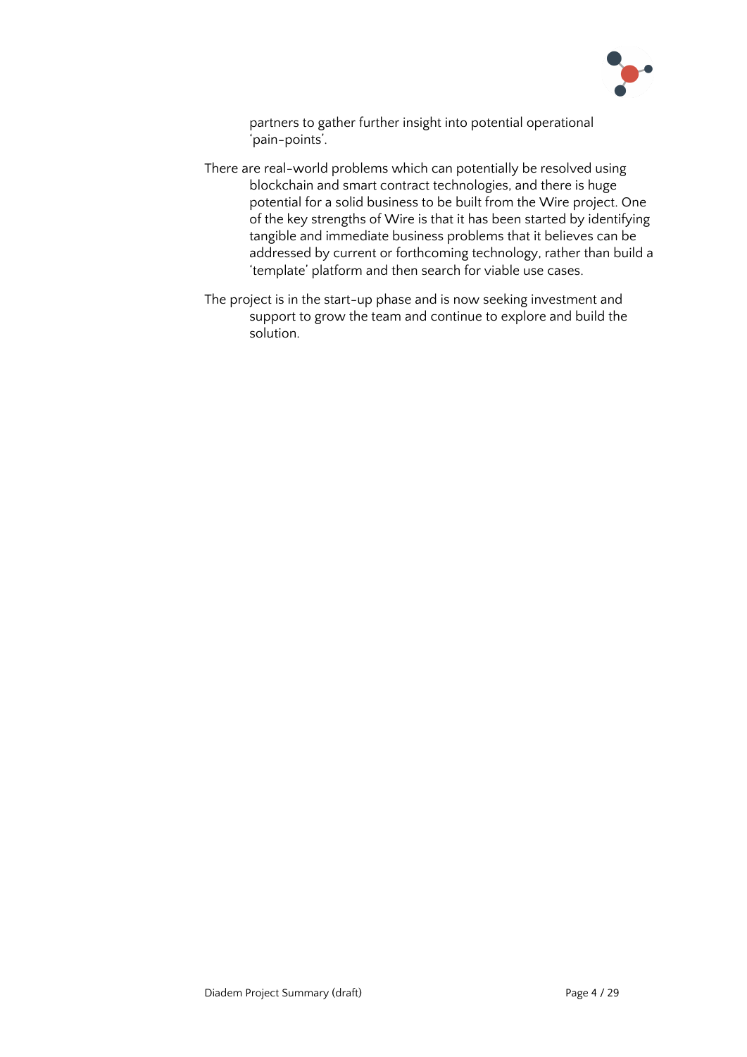partners to gather further insight into potential operational 'pain-points'.

There are real-world problems which can potentially be resolved using blockchain and smart contract technologies, and there is huge potential for a solid business to be built from the Wire project. One of the key strengths of Wire is that it has been started by identifying tangible and immediate business problems that it believes can be addressed by current or forthcoming technology, rather than build a 'template' platform and then search for viable use cases.

The project is in the start-up phase and is now seeking investment and support to grow the team and continue to explore and build the solution.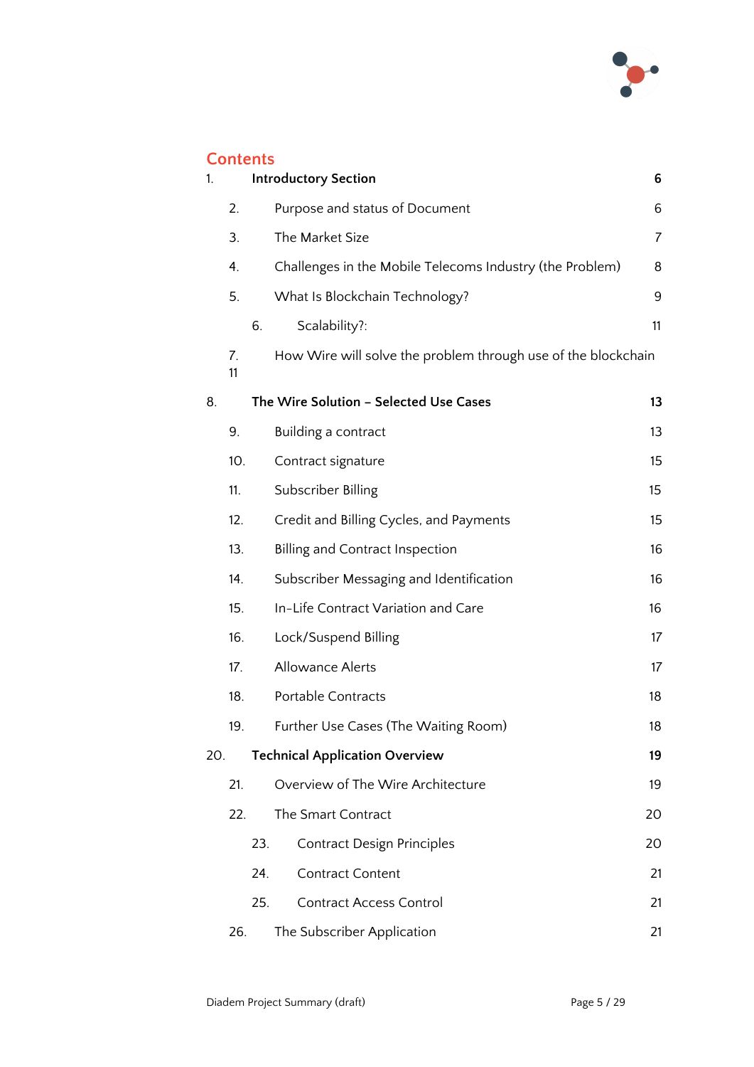## Contents

| | | |
|---|---|---|
| 1. | **Introductory Section** | **6** |
| 2. | Purpose and status of Document | 6 |
| 3. | The Market Size | 7 |
| 4. | Challenges in the Mobile Telecoms Industry (the Problem) | 8 |
| 5. | What Is Blockchain Technology? | 9 |
| 6. | Scalability?: | 11 |
| 7. | How Wire will solve the problem through use of the blockchain | 11 |
| 8. | **The Wire Solution – Selected Use Cases** | **13** |
| 9. | Building a contract | 13 |
| 10. | Contract signature | 15 |
| 11. | Subscriber Billing | 15 |
| 12. | Credit and Billing Cycles, and Payments | 15 |
| 13. | Billing and Contract Inspection | 16 |
| 14. | Subscriber Messaging and Identification | 16 |
| 15. | In-Life Contract Variation and Care | 16 |
| 16. | Lock/Suspend Billing | 17 |
| 17. | Allowance Alerts | 17 |
| 18. | Portable Contracts | 18 |
| 19. | Further Use Cases (The Waiting Room) | 18 |
| 20. | **Technical Application Overview** | **19** |
| 21. | Overview of The Wire Architecture | 19 |
| 22. | The Smart Contract | 20 |
| 23. | Contract Design Principles | 20 |
| 24. | Contract Content | 21 |
| 25. | Contract Access Control | 21 |
| 26. | The Subscriber Application | 21 |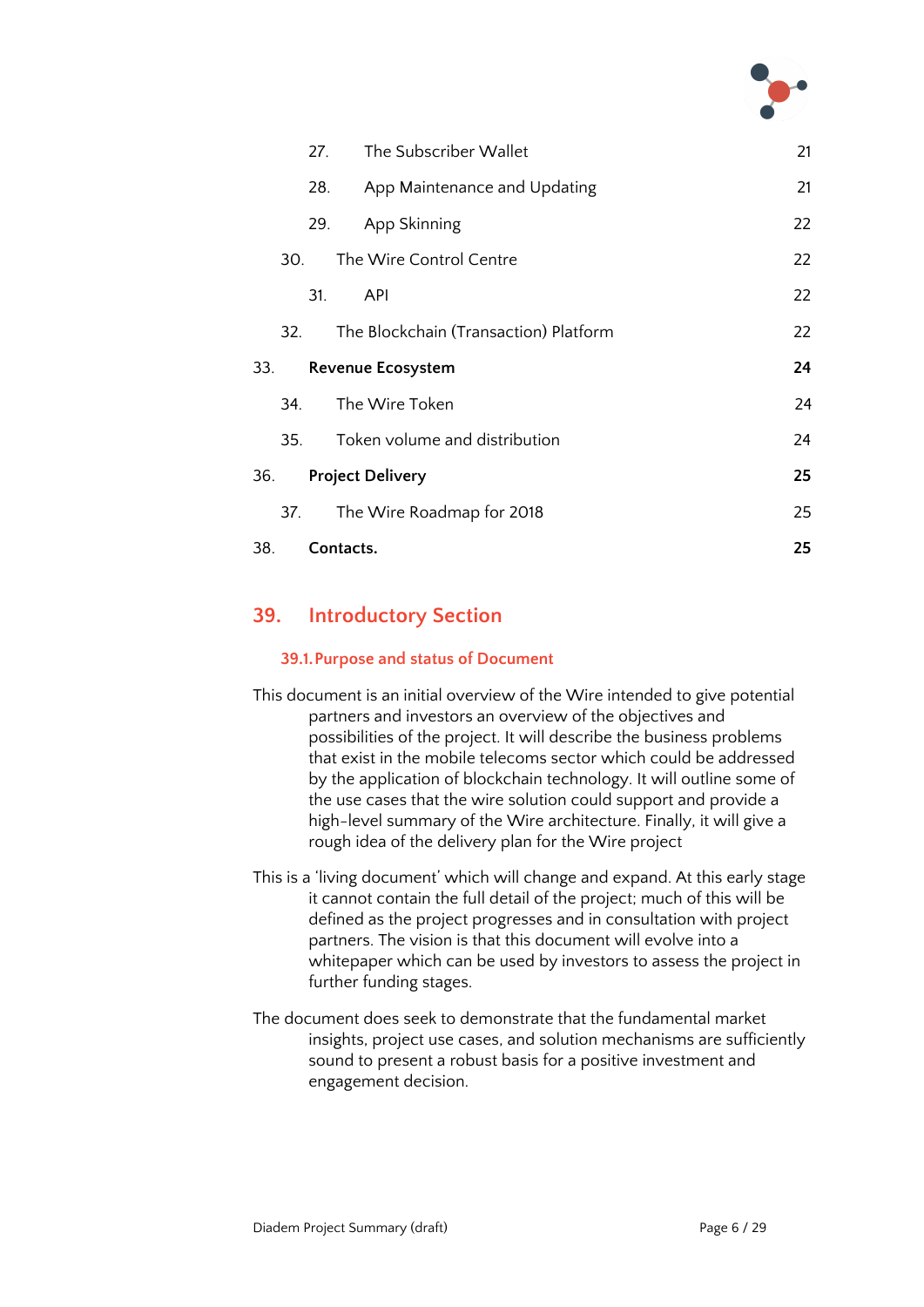| | | |
|---|---|---|
| 27. | The Subscriber Wallet | 21 |
| 28. | App Maintenance and Updating | 21 |
| 29. | App Skinning | 22 |
| 30. | The Wire Control Centre | 22 |
| 31. | API | 22 |
| 32. | The Blockchain (Transaction) Platform | 22 |
| **33.** | **Revenue Ecosystem** | **24** |
| 34. | The Wire Token | 24 |
| 35. | Token volume and distribution | 24 |
| **36.** | **Project Delivery** | **25** |
| 37. | The Wire Roadmap for 2018 | 25 |
| **38.** | **Contacts.** | **25** |

## 39. Introductory Section

### 39.1. Purpose and status of Document

This document is an initial overview of the Wire intended to give potential partners and investors an overview of the objectives and possibilities of the project. It will describe the business problems that exist in the mobile telecoms sector which could be addressed by the application of blockchain technology. It will outline some of the use cases that the wire solution could support and provide a high-level summary of the Wire architecture. Finally, it will give a rough idea of the delivery plan for the Wire project

This is a 'living document' which will change and expand. At this early stage it cannot contain the full detail of the project; much of this will be defined as the project progresses and in consultation with project partners. The vision is that this document will evolve into a whitepaper which can be used by investors to assess the project in further funding stages.

The document does seek to demonstrate that the fundamental market insights, project use cases, and solution mechanisms are sufficiently sound to present a robust basis for a positive investment and engagement decision.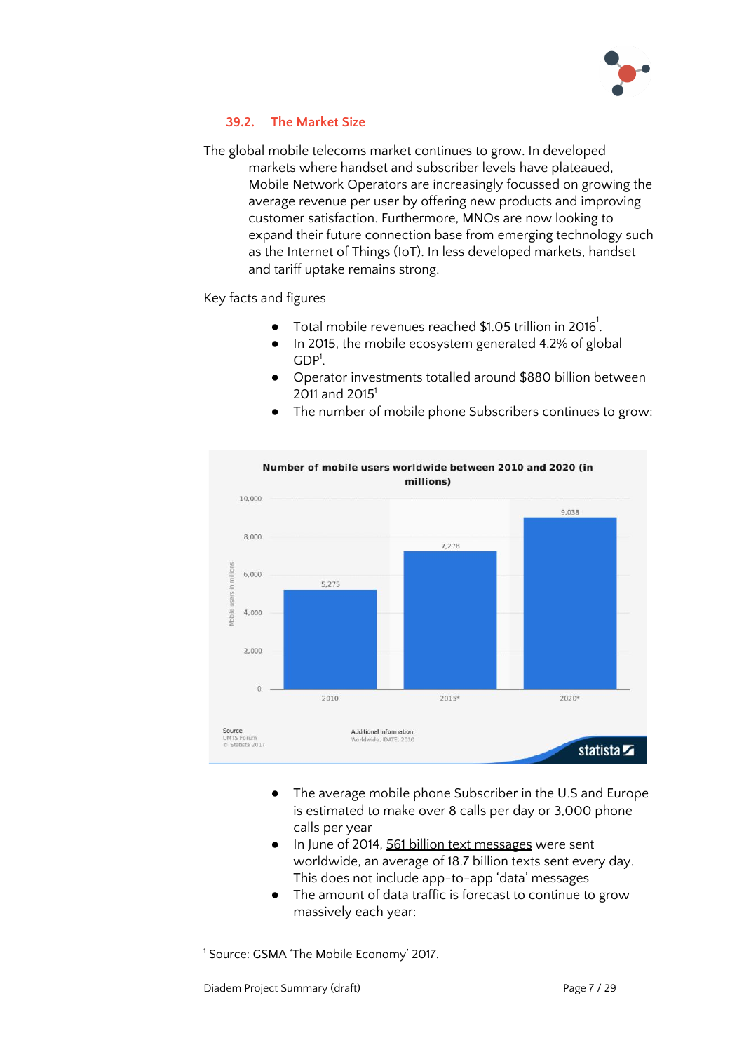### 39.2. The Market Size

The global mobile telecoms market continues to grow. In developed markets where handset and subscriber levels have plateaued, Mobile Network Operators are increasingly focussed on growing the average revenue per user by offering new products and improving customer satisfaction. Furthermore, MNOs are now looking to expand their future connection base from emerging technology such as the Internet of Things (IoT). In less developed markets, handset and tariff uptake remains strong.

Key facts and figures

- Total mobile revenues reached $1.05 trillion in 2016[1].
- In 2015, the mobile ecosystem generated 4.2% of global GDP[1].
- Operator investments totalled around $880 billion between 2011 and 2015[1]
- The number of mobile phone Subscribers continues to grow:

**Number of mobile users worldwide between 2010 and 2020 (in millions)**

| Year | Mobile users in millions |
|---|---|
| 2010 | 5,275 |
| 2015* | 7,278 |
| 2020* | 9,038 |

Source: UMTS Forum © Statista 2017. Additional Information: Worldwide; IDATE; 2010

- The average mobile phone Subscriber in the U.S and Europe is estimated to make over 8 calls per day or 3,000 phone calls per year
- In June of 2014, 561 billion text messages were sent worldwide, an average of 18.7 billion texts sent every day. This does not include app-to-app 'data' messages
- The amount of data traffic is forecast to continue to grow massively each year:

---

[1] Source: GSMA 'The Mobile Economy' 2017.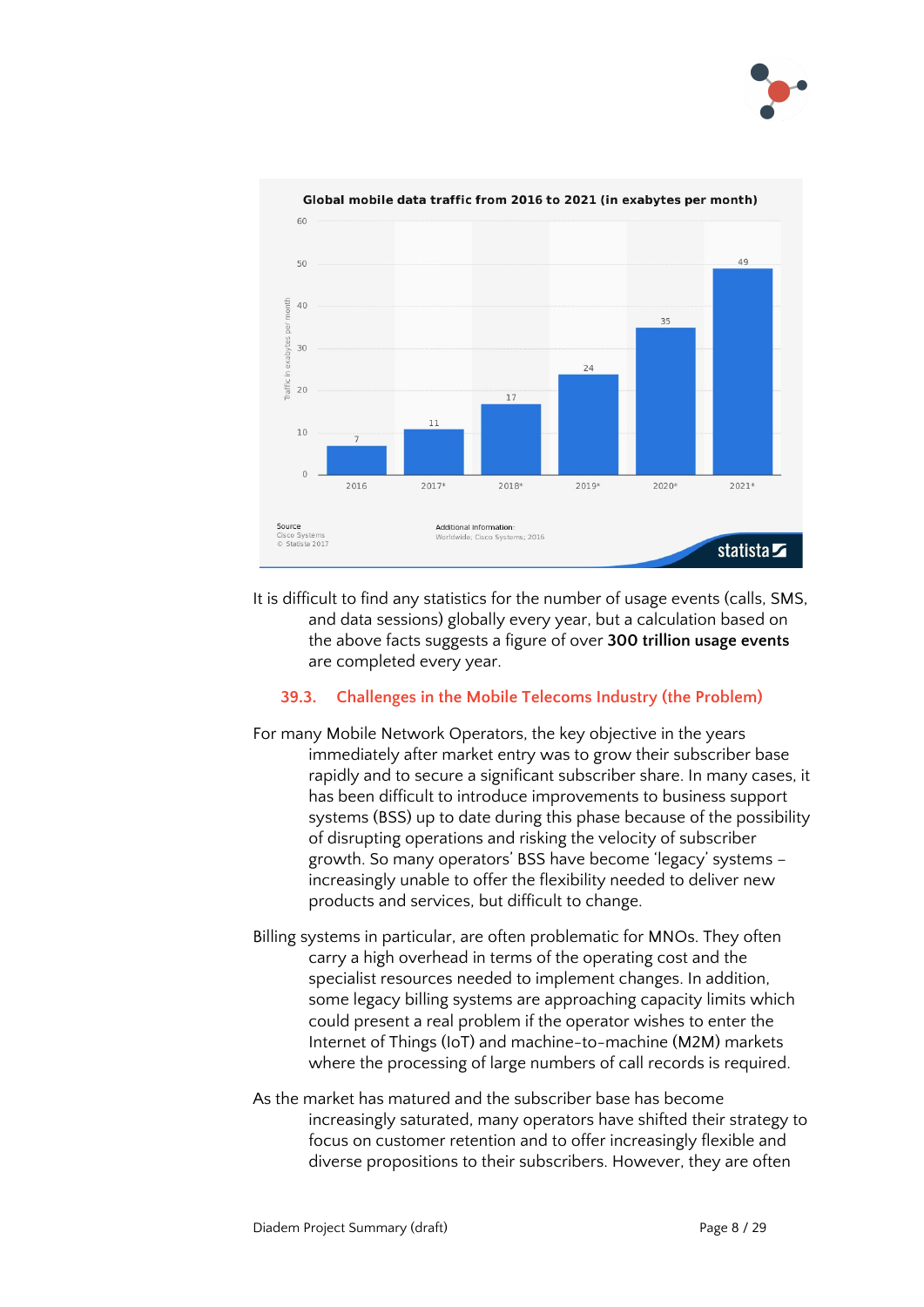**Global mobile data traffic from 2016 to 2021 (in exabytes per month)**

| Year | Traffic in exabytes per month |
|---|---|
| 2016 | 7 |
| 2017* | 11 |
| 2018* | 17 |
| 2019* | 24 |
| 2020* | 35 |
| 2021* | 49 |

Source: Cisco Systems © Statista 2017

Additional Information: Worldwide; Cisco Systems; 2016

It is difficult to find any statistics for the number of usage events (calls, SMS, and data sessions) globally every year, but a calculation based on the above facts suggests a figure of over **300 trillion usage events** are completed every year.

### 39.3. Challenges in the Mobile Telecoms Industry (the Problem)

For many Mobile Network Operators, the key objective in the years immediately after market entry was to grow their subscriber base rapidly and to secure a significant subscriber share. In many cases, it has been difficult to introduce improvements to business support systems (BSS) up to date during this phase because of the possibility of disrupting operations and risking the velocity of subscriber growth. So many operators' BSS have become 'legacy' systems – increasingly unable to offer the flexibility needed to deliver new products and services, but difficult to change.

Billing systems in particular, are often problematic for MNOs. They often carry a high overhead in terms of the operating cost and the specialist resources needed to implement changes. In addition, some legacy billing systems are approaching capacity limits which could present a real problem if the operator wishes to enter the Internet of Things (IoT) and machine-to-machine (M2M) markets where the processing of large numbers of call records is required.

As the market has matured and the subscriber base has become increasingly saturated, many operators have shifted their strategy to focus on customer retention and to offer increasingly flexible and diverse propositions to their subscribers. However, they are often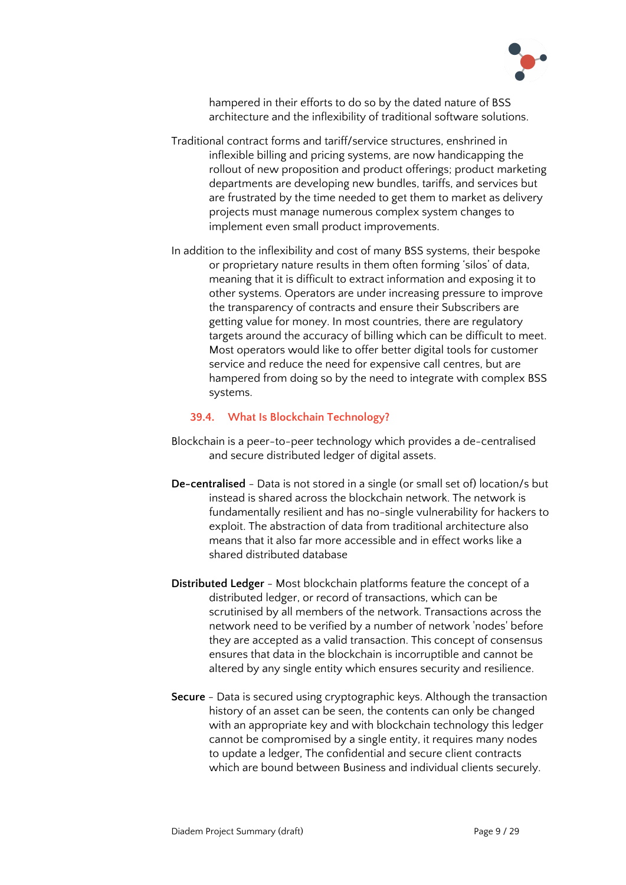hampered in their efforts to do so by the dated nature of BSS architecture and the inflexibility of traditional software solutions.

Traditional contract forms and tariff/service structures, enshrined in inflexible billing and pricing systems, are now handicapping the rollout of new proposition and product offerings; product marketing departments are developing new bundles, tariffs, and services but are frustrated by the time needed to get them to market as delivery projects must manage numerous complex system changes to implement even small product improvements.

In addition to the inflexibility and cost of many BSS systems, their bespoke or proprietary nature results in them often forming 'silos' of data, meaning that it is difficult to extract information and exposing it to other systems. Operators are under increasing pressure to improve the transparency of contracts and ensure their Subscribers are getting value for money. In most countries, there are regulatory targets around the accuracy of billing which can be difficult to meet. Most operators would like to offer better digital tools for customer service and reduce the need for expensive call centres, but are hampered from doing so by the need to integrate with complex BSS systems.

### 39.4. What Is Blockchain Technology?

Blockchain is a peer-to-peer technology which provides a de-centralised and secure distributed ledger of digital assets.

**De-centralised** - Data is not stored in a single (or small set of) location/s but instead is shared across the blockchain network. The network is fundamentally resilient and has no-single vulnerability for hackers to exploit. The abstraction of data from traditional architecture also means that it also far more accessible and in effect works like a shared distributed database

**Distributed Ledger** - Most blockchain platforms feature the concept of a distributed ledger, or record of transactions, which can be scrutinised by all members of the network. Transactions across the network need to be verified by a number of network 'nodes' before they are accepted as a valid transaction. This concept of consensus ensures that data in the blockchain is incorruptible and cannot be altered by any single entity which ensures security and resilience.

**Secure** - Data is secured using cryptographic keys. Although the transaction history of an asset can be seen, the contents can only be changed with an appropriate key and with blockchain technology this ledger cannot be compromised by a single entity, it requires many nodes to update a ledger, The confidential and secure client contracts which are bound between Business and individual clients securely.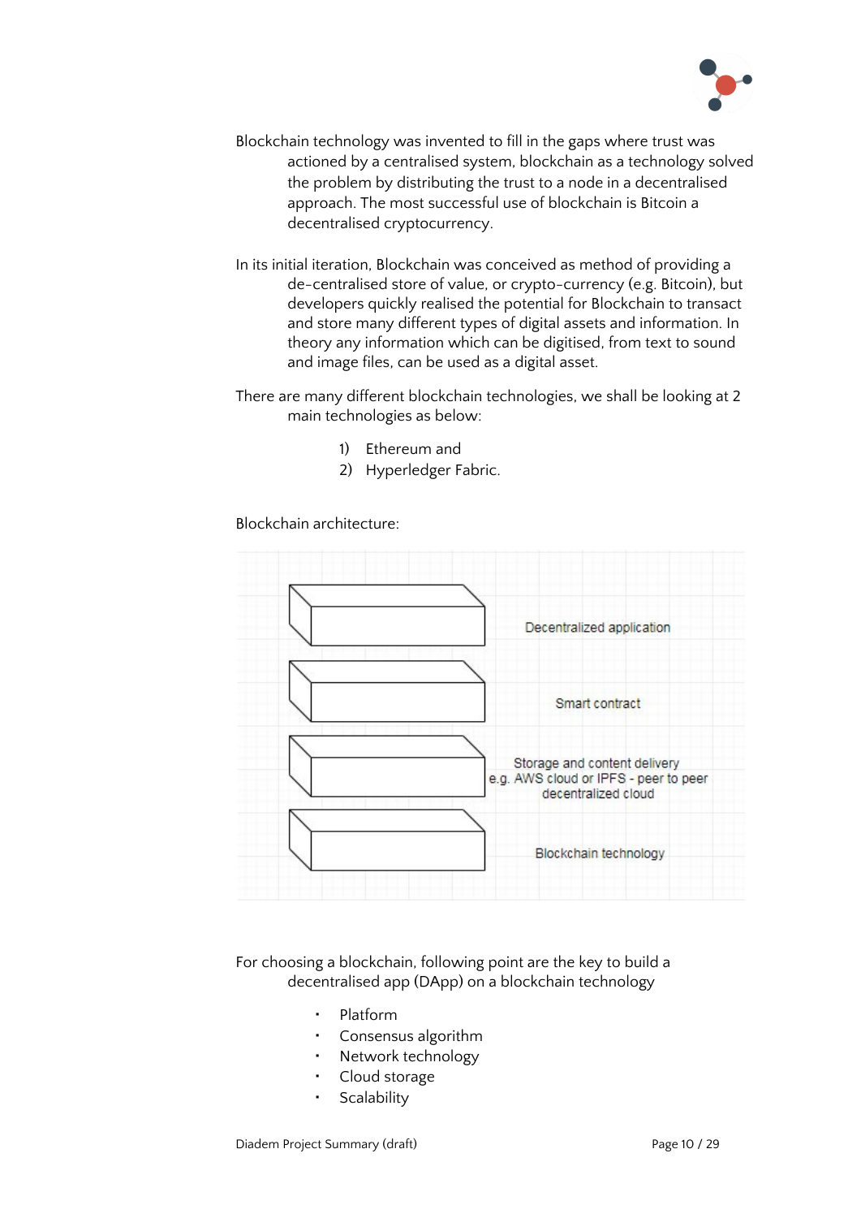Blockchain technology was invented to fill in the gaps where trust was actioned by a centralised system, blockchain as a technology solved the problem by distributing the trust to a node in a decentralised approach. The most successful use of blockchain is Bitcoin a decentralised cryptocurrency.

In its initial iteration, Blockchain was conceived as method of providing a de-centralised store of value, or crypto-currency (e.g. Bitcoin), but developers quickly realised the potential for Blockchain to transact and store many different types of digital assets and information. In theory any information which can be digitised, from text to sound and image files, can be used as a digital asset.

There are many different blockchain technologies, we shall be looking at 2 main technologies as below:

1) Ethereum and
2) Hyperledger Fabric.

Blockchain architecture:

Decentralized application

Smart contract

Storage and content delivery
e.g. AWS cloud or IPFS - peer to peer decentralized cloud

Blockchain technology

For choosing a blockchain, following point are the key to build a decentralised app (DApp) on a blockchain technology

- Platform
- Consensus algorithm
- Network technology
- Cloud storage
- Scalability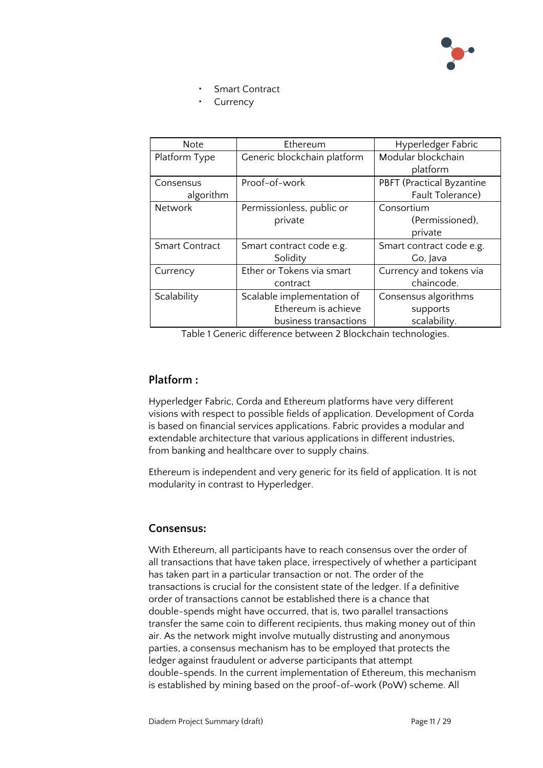- Smart Contract
- Currency

| Note | Ethereum | Hyperledger Fabric |
| --- | --- | --- |
| Platform Type | Generic blockchain platform | Modular blockchain platform |
| Consensus algorithm | Proof-of-work | PBFT (Practical Byzantine Fault Tolerance) |
| Network | Permissionless, public or private | Consortium (Permissioned), private |
| Smart Contract | Smart contract code e.g. Solidity | Smart contract code e.g. Go, Java |
| Currency | Ether or Tokens via smart contract | Currency and tokens via chaincode. |
| Scalability | Scalable implementation of Ethereum is achieve business transactions | Consensus algorithms supports scalability. |

Table 1 Generic difference between 2 Blockchain technologies.

## Platform :

Hyperledger Fabric, Corda and Ethereum platforms have very different visions with respect to possible fields of application. Development of Corda is based on financial services applications. Fabric provides a modular and extendable architecture that various applications in different industries, from banking and healthcare over to supply chains.

Ethereum is independent and very generic for its field of application. It is not modularity in contrast to Hyperledger.

## Consensus:

With Ethereum, all participants have to reach consensus over the order of all transactions that have taken place, irrespectively of whether a participant has taken part in a particular transaction or not. The order of the transactions is crucial for the consistent state of the ledger. If a definitive order of transactions cannot be established there is a chance that double-spends might have occurred, that is, two parallel transactions transfer the same coin to different recipients, thus making money out of thin air. As the network might involve mutually distrusting and anonymous parties, a consensus mechanism has to be employed that protects the ledger against fraudulent or adverse participants that attempt double-spends. In the current implementation of Ethereum, this mechanism is established by mining based on the proof-of-work (PoW) scheme. All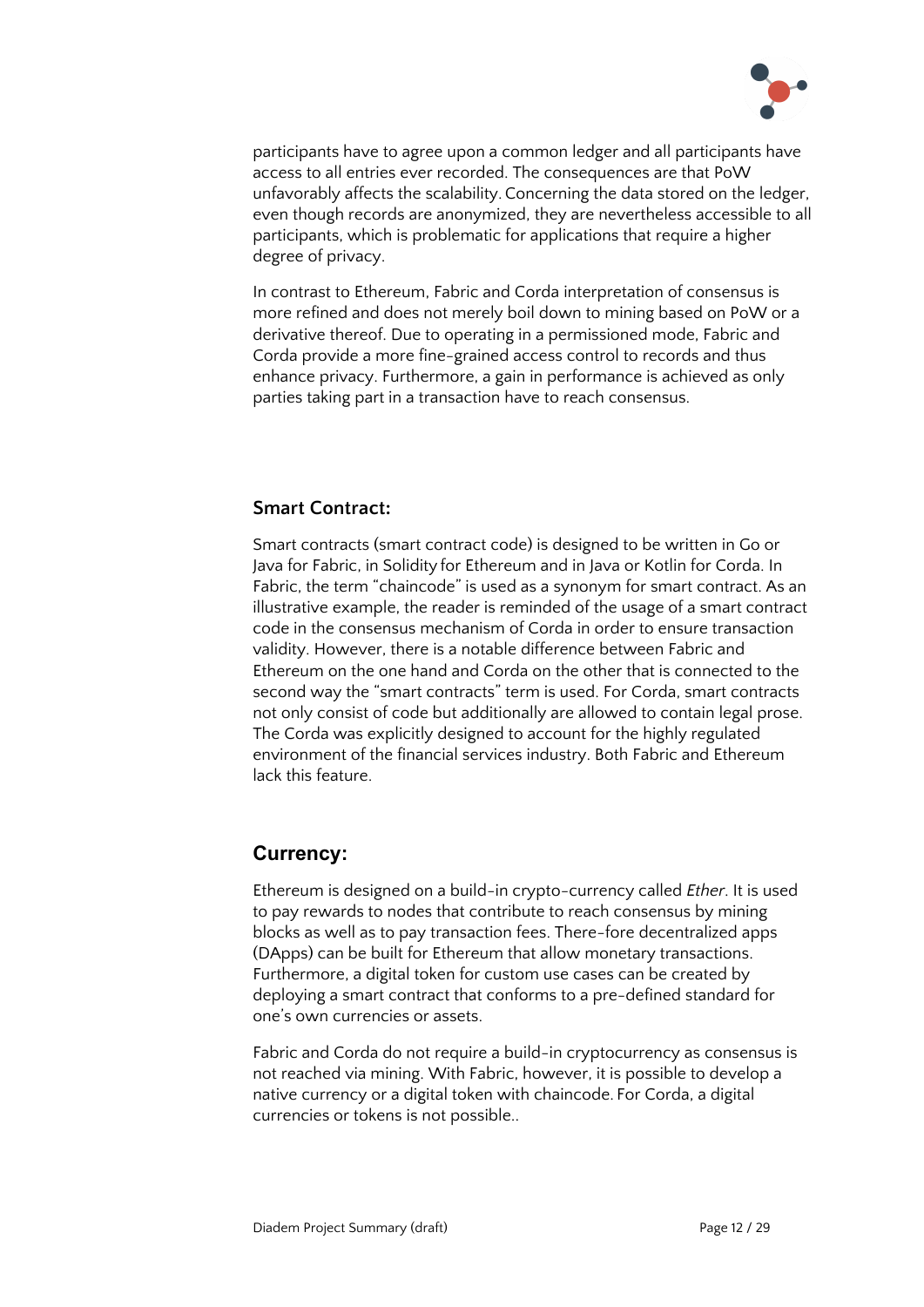participants have to agree upon a common ledger and all participants have access to all entries ever recorded. The consequences are that PoW unfavorably affects the scalability. Concerning the data stored on the ledger, even though records are anonymized, they are nevertheless accessible to all participants, which is problematic for applications that require a higher degree of privacy.

In contrast to Ethereum, Fabric and Corda interpretation of consensus is more refined and does not merely boil down to mining based on PoW or a derivative thereof. Due to operating in a permissioned mode, Fabric and Corda provide a more fine-grained access control to records and thus enhance privacy. Furthermore, a gain in performance is achieved as only parties taking part in a transaction have to reach consensus.

### Smart Contract:

Smart contracts (smart contract code) is designed to be written in Go or Java for Fabric, in Solidity for Ethereum and in Java or Kotlin for Corda. In Fabric, the term "chaincode" is used as a synonym for smart contract. As an illustrative example, the reader is reminded of the usage of a smart contract code in the consensus mechanism of Corda in order to ensure transaction validity. However, there is a notable difference between Fabric and Ethereum on the one hand and Corda on the other that is connected to the second way the "smart contracts" term is used. For Corda, smart contracts not only consist of code but additionally are allowed to contain legal prose. The Corda was explicitly designed to account for the highly regulated environment of the financial services industry. Both Fabric and Ethereum lack this feature.

## Currency:

Ethereum is designed on a build-in crypto-currency called *Ether*. It is used to pay rewards to nodes that contribute to reach consensus by mining blocks as well as to pay transaction fees. There-fore decentralized apps (DApps) can be built for Ethereum that allow monetary transactions. Furthermore, a digital token for custom use cases can be created by deploying a smart contract that conforms to a pre-defined standard for one's own currencies or assets.

Fabric and Corda do not require a build-in cryptocurrency as consensus is not reached via mining. With Fabric, however, it is possible to develop a native currency or a digital token with chaincode. For Corda, a digital currencies or tokens is not possible..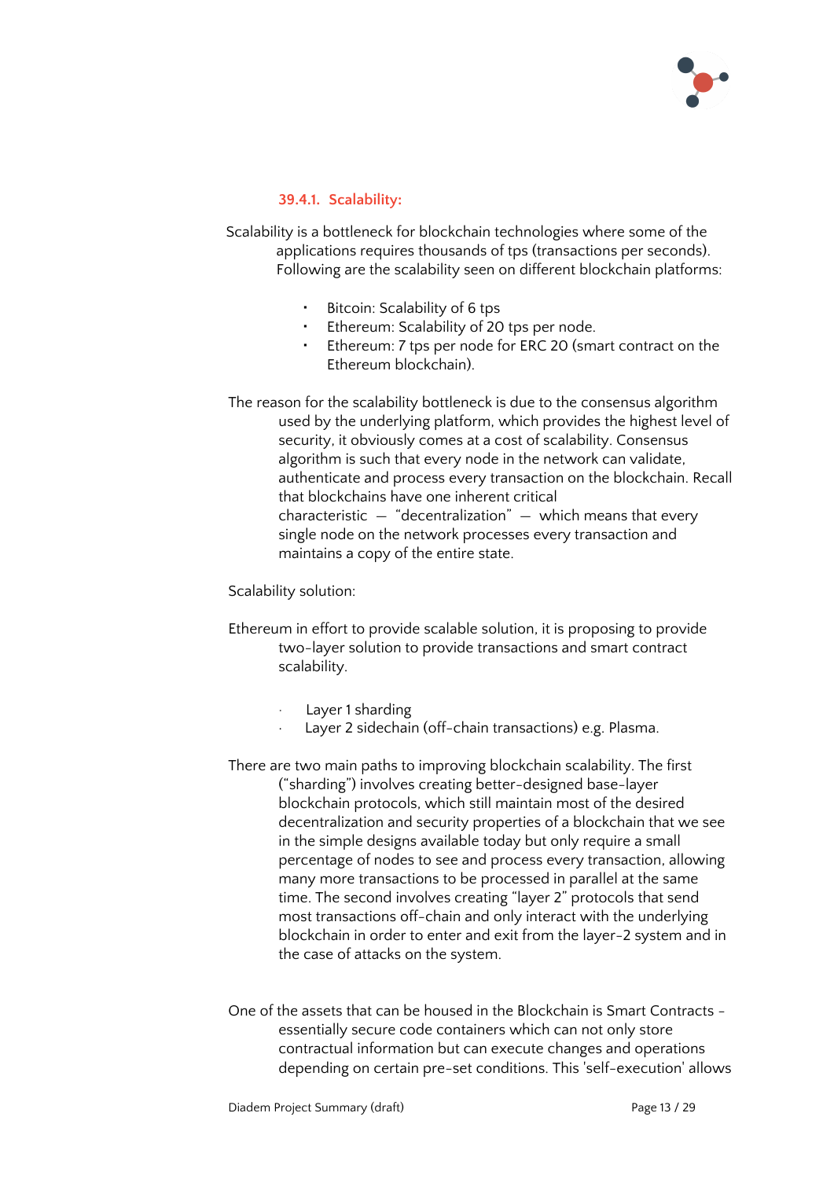#### 39.4.1. Scalability:

Scalability is a bottleneck for blockchain technologies where some of the applications requires thousands of tps (transactions per seconds). Following are the scalability seen on different blockchain platforms:

- Bitcoin: Scalability of 6 tps
- Ethereum: Scalability of 20 tps per node.
- Ethereum: 7 tps per node for ERC 20 (smart contract on the Ethereum blockchain).

The reason for the scalability bottleneck is due to the consensus algorithm used by the underlying platform, which provides the highest level of security, it obviously comes at a cost of scalability. Consensus algorithm is such that every node in the network can validate, authenticate and process every transaction on the blockchain. Recall that blockchains have one inherent critical characteristic — "decentralization" — which means that every single node on the network processes every transaction and maintains a copy of the entire state.

Scalability solution:

Ethereum in effort to provide scalable solution, it is proposing to provide two-layer solution to provide transactions and smart contract scalability.

- Layer 1 sharding
- Layer 2 sidechain (off-chain transactions) e.g. Plasma.

There are two main paths to improving blockchain scalability. The first ("sharding") involves creating better-designed base-layer blockchain protocols, which still maintain most of the desired decentralization and security properties of a blockchain that we see in the simple designs available today but only require a small percentage of nodes to see and process every transaction, allowing many more transactions to be processed in parallel at the same time. The second involves creating "layer 2" protocols that send most transactions off-chain and only interact with the underlying blockchain in order to enter and exit from the layer-2 system and in the case of attacks on the system.

One of the assets that can be housed in the Blockchain is Smart Contracts - essentially secure code containers which can not only store contractual information but can execute changes and operations depending on certain pre-set conditions. This 'self-execution' allows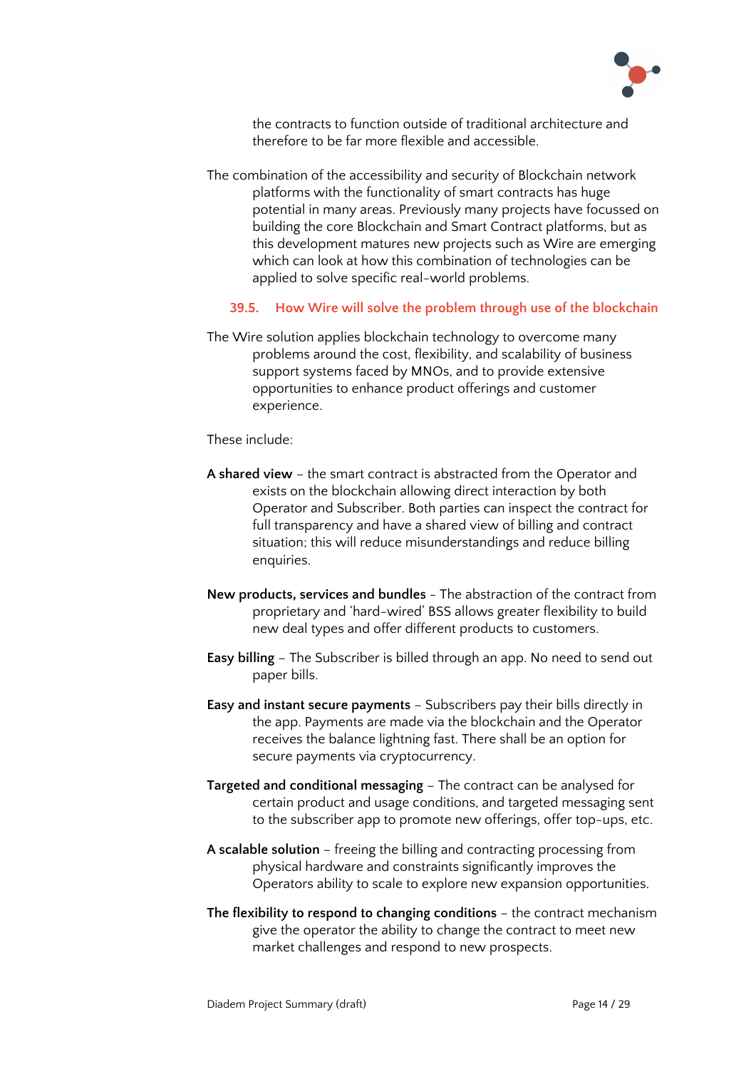the contracts to function outside of traditional architecture and therefore to be far more flexible and accessible.

The combination of the accessibility and security of Blockchain network platforms with the functionality of smart contracts has huge potential in many areas. Previously many projects have focussed on building the core Blockchain and Smart Contract platforms, but as this development matures new projects such as Wire are emerging which can look at how this combination of technologies can be applied to solve specific real-world problems.

### 39.5. How Wire will solve the problem through use of the blockchain

The Wire solution applies blockchain technology to overcome many problems around the cost, flexibility, and scalability of business support systems faced by MNOs, and to provide extensive opportunities to enhance product offerings and customer experience.

These include:

**A shared view** – the smart contract is abstracted from the Operator and exists on the blockchain allowing direct interaction by both Operator and Subscriber. Both parties can inspect the contract for full transparency and have a shared view of billing and contract situation; this will reduce misunderstandings and reduce billing enquiries.

**New products, services and bundles** - The abstraction of the contract from proprietary and 'hard-wired' BSS allows greater flexibility to build new deal types and offer different products to customers.

**Easy billing** – The Subscriber is billed through an app. No need to send out paper bills.

**Easy and instant secure payments** – Subscribers pay their bills directly in the app. Payments are made via the blockchain and the Operator receives the balance lightning fast. There shall be an option for secure payments via cryptocurrency.

**Targeted and conditional messaging** – The contract can be analysed for certain product and usage conditions, and targeted messaging sent to the subscriber app to promote new offerings, offer top-ups, etc.

**A scalable solution** – freeing the billing and contracting processing from physical hardware and constraints significantly improves the Operators ability to scale to explore new expansion opportunities.

**The flexibility to respond to changing conditions** – the contract mechanism give the operator the ability to change the contract to meet new market challenges and respond to new prospects.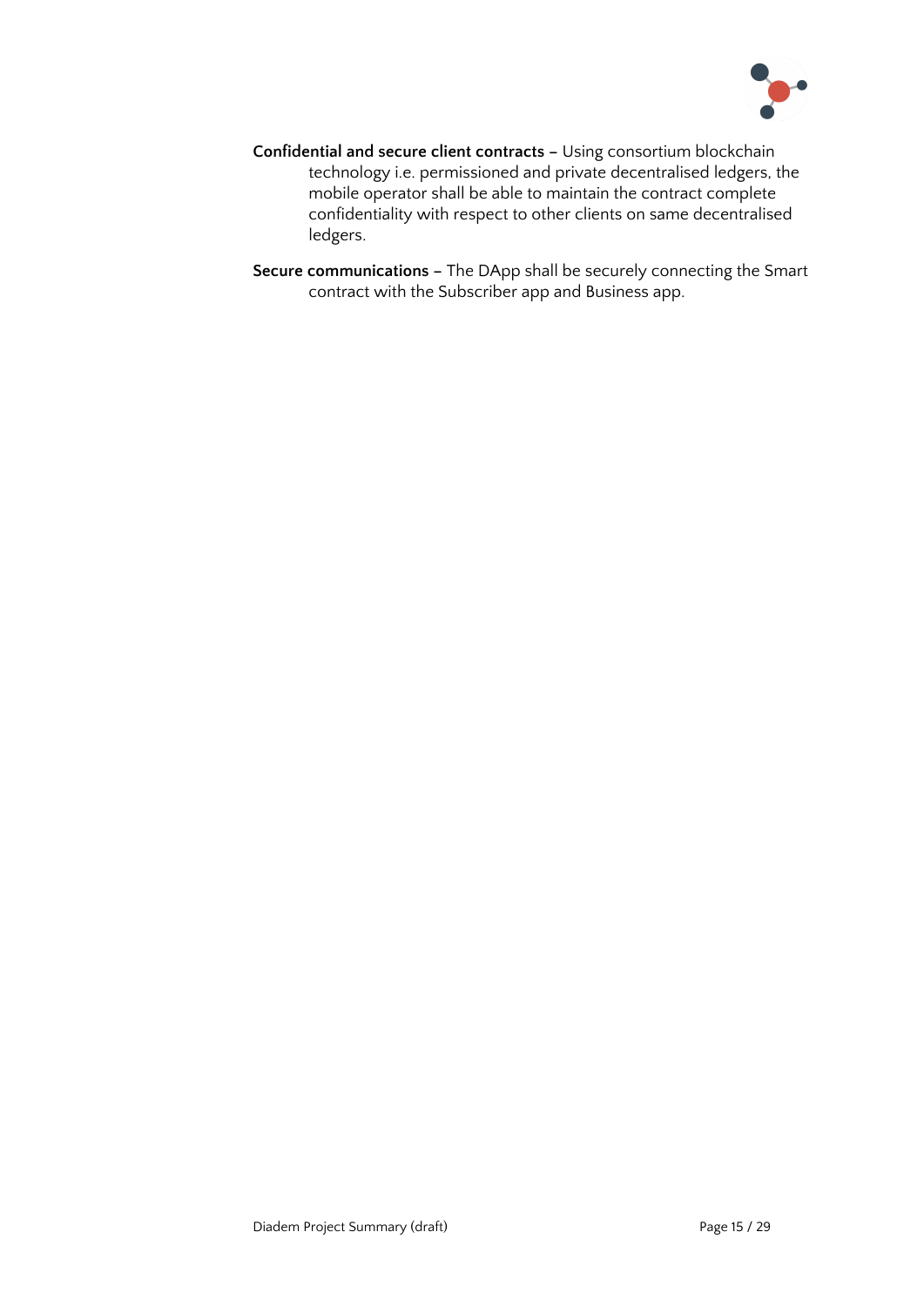**Confidential and secure client contracts –** Using consortium blockchain technology i.e. permissioned and private decentralised ledgers, the mobile operator shall be able to maintain the contract complete confidentiality with respect to other clients on same decentralised ledgers.

**Secure communications –** The DApp shall be securely connecting the Smart contract with the Subscriber app and Business app.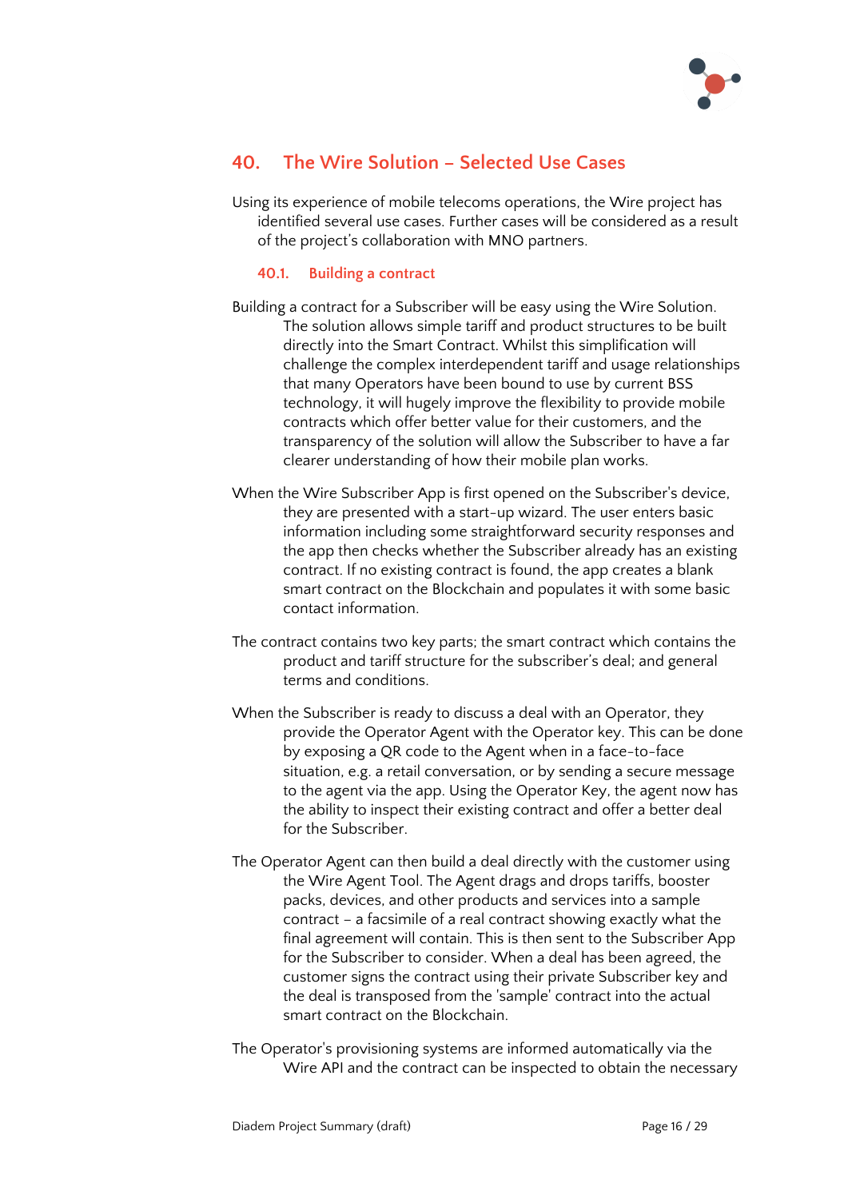## 40. The Wire Solution – Selected Use Cases

Using its experience of mobile telecoms operations, the Wire project has identified several use cases. Further cases will be considered as a result of the project's collaboration with MNO partners.

### 40.1. Building a contract

Building a contract for a Subscriber will be easy using the Wire Solution. The solution allows simple tariff and product structures to be built directly into the Smart Contract. Whilst this simplification will challenge the complex interdependent tariff and usage relationships that many Operators have been bound to use by current BSS technology, it will hugely improve the flexibility to provide mobile contracts which offer better value for their customers, and the transparency of the solution will allow the Subscriber to have a far clearer understanding of how their mobile plan works.

When the Wire Subscriber App is first opened on the Subscriber's device, they are presented with a start-up wizard. The user enters basic information including some straightforward security responses and the app then checks whether the Subscriber already has an existing contract. If no existing contract is found, the app creates a blank smart contract on the Blockchain and populates it with some basic contact information.

The contract contains two key parts; the smart contract which contains the product and tariff structure for the subscriber's deal; and general terms and conditions.

When the Subscriber is ready to discuss a deal with an Operator, they provide the Operator Agent with the Operator key. This can be done by exposing a QR code to the Agent when in a face-to-face situation, e.g. a retail conversation, or by sending a secure message to the agent via the app. Using the Operator Key, the agent now has the ability to inspect their existing contract and offer a better deal for the Subscriber.

The Operator Agent can then build a deal directly with the customer using the Wire Agent Tool. The Agent drags and drops tariffs, booster packs, devices, and other products and services into a sample contract – a facsimile of a real contract showing exactly what the final agreement will contain. This is then sent to the Subscriber App for the Subscriber to consider. When a deal has been agreed, the customer signs the contract using their private Subscriber key and the deal is transposed from the 'sample' contract into the actual smart contract on the Blockchain.

The Operator's provisioning systems are informed automatically via the Wire API and the contract can be inspected to obtain the necessary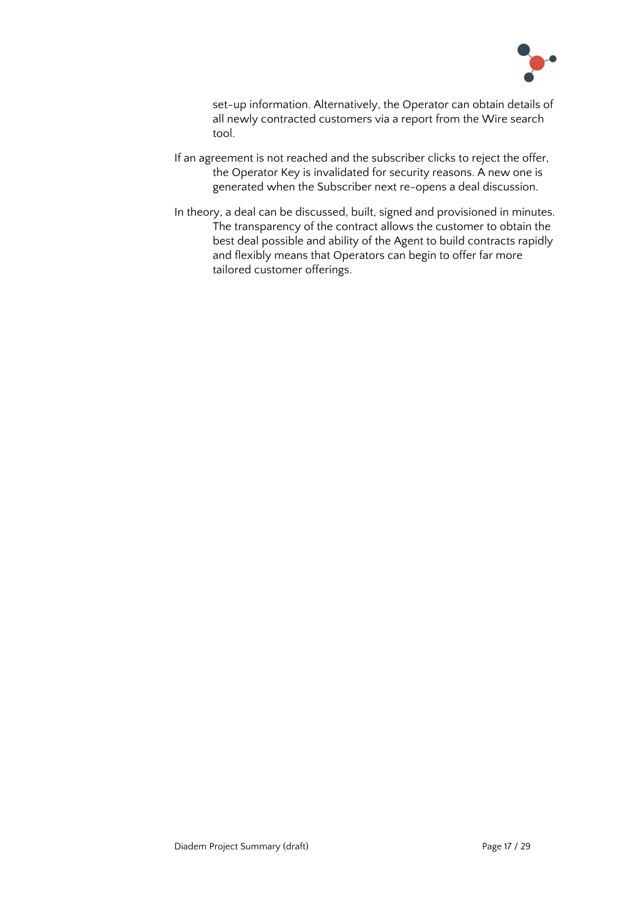set-up information. Alternatively, the Operator can obtain details of all newly contracted customers via a report from the Wire search tool.

If an agreement is not reached and the subscriber clicks to reject the offer, the Operator Key is invalidated for security reasons. A new one is generated when the Subscriber next re-opens a deal discussion.

In theory, a deal can be discussed, built, signed and provisioned in minutes. The transparency of the contract allows the customer to obtain the best deal possible and ability of the Agent to build contracts rapidly and flexibly means that Operators can begin to offer far more tailored customer offerings.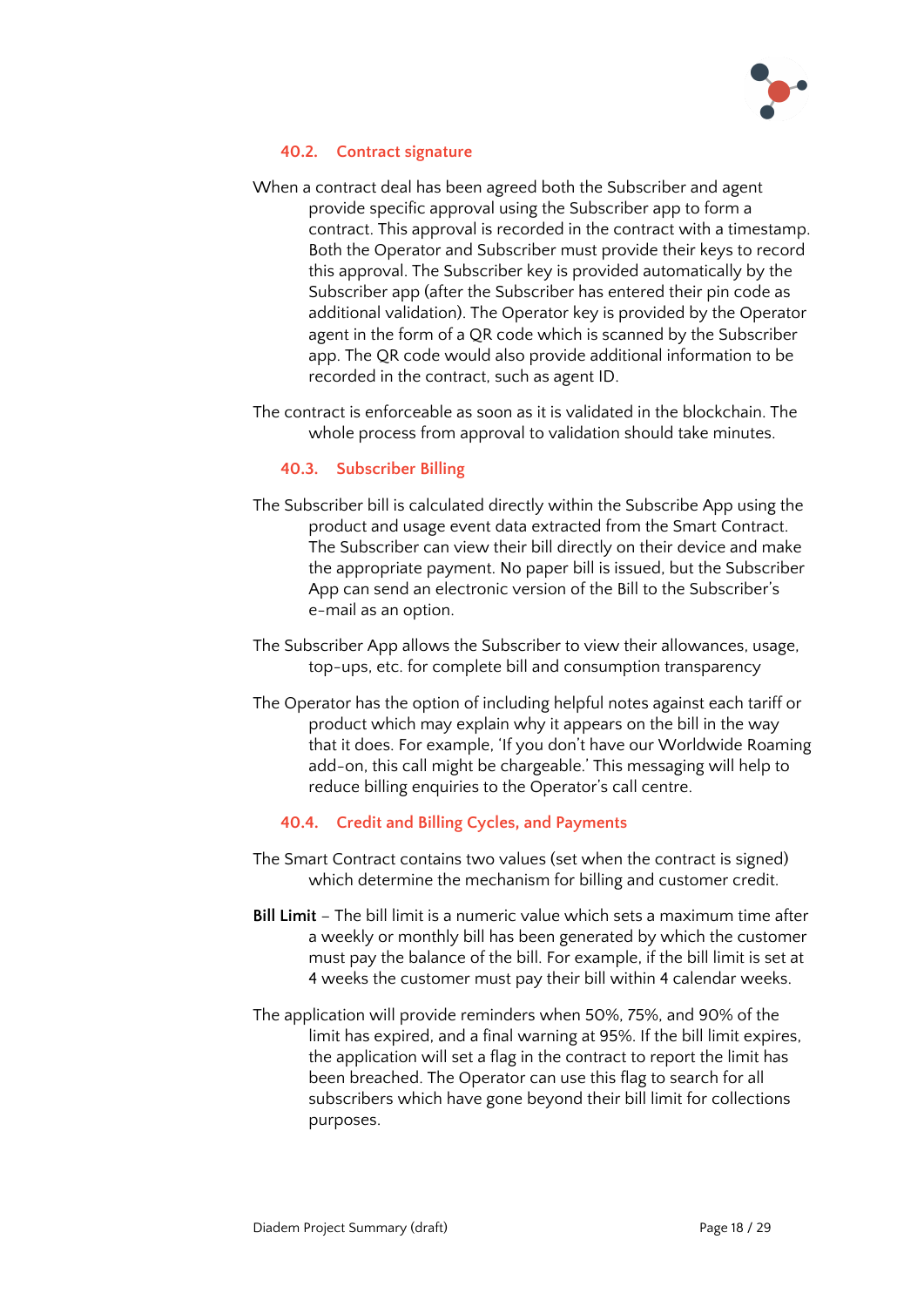### 40.2. Contract signature

When a contract deal has been agreed both the Subscriber and agent provide specific approval using the Subscriber app to form a contract. This approval is recorded in the contract with a timestamp. Both the Operator and Subscriber must provide their keys to record this approval. The Subscriber key is provided automatically by the Subscriber app (after the Subscriber has entered their pin code as additional validation). The Operator key is provided by the Operator agent in the form of a QR code which is scanned by the Subscriber app. The QR code would also provide additional information to be recorded in the contract, such as agent ID.

The contract is enforceable as soon as it is validated in the blockchain. The whole process from approval to validation should take minutes.

### 40.3. Subscriber Billing

The Subscriber bill is calculated directly within the Subscribe App using the product and usage event data extracted from the Smart Contract. The Subscriber can view their bill directly on their device and make the appropriate payment. No paper bill is issued, but the Subscriber App can send an electronic version of the Bill to the Subscriber's e-mail as an option.

The Subscriber App allows the Subscriber to view their allowances, usage, top-ups, etc. for complete bill and consumption transparency

The Operator has the option of including helpful notes against each tariff or product which may explain why it appears on the bill in the way that it does. For example, 'If you don't have our Worldwide Roaming add-on, this call might be chargeable.' This messaging will help to reduce billing enquiries to the Operator's call centre.

### 40.4. Credit and Billing Cycles, and Payments

The Smart Contract contains two values (set when the contract is signed) which determine the mechanism for billing and customer credit.

**Bill Limit** – The bill limit is a numeric value which sets a maximum time after a weekly or monthly bill has been generated by which the customer must pay the balance of the bill. For example, if the bill limit is set at 4 weeks the customer must pay their bill within 4 calendar weeks.

The application will provide reminders when 50%, 75%, and 90% of the limit has expired, and a final warning at 95%. If the bill limit expires, the application will set a flag in the contract to report the limit has been breached. The Operator can use this flag to search for all subscribers which have gone beyond their bill limit for collections purposes.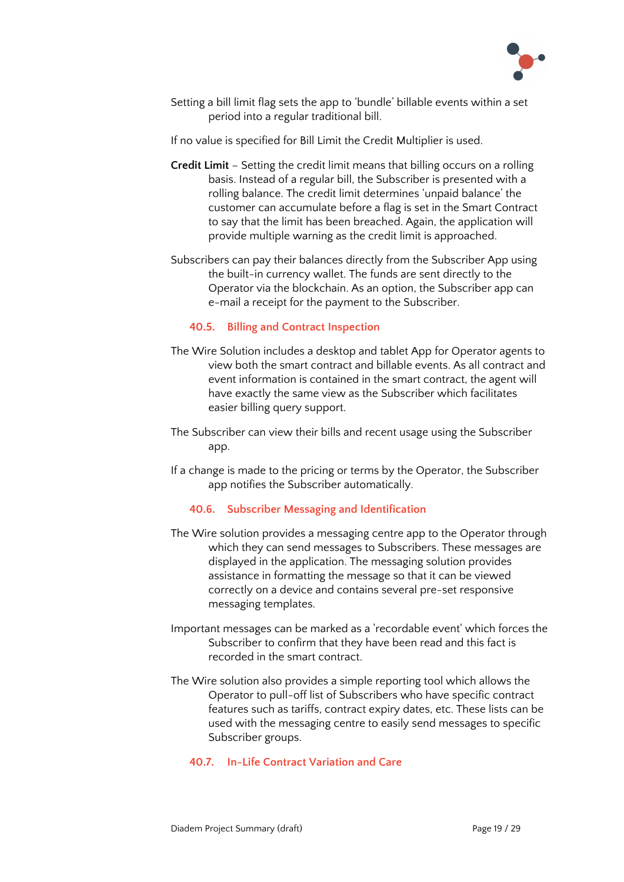Setting a bill limit flag sets the app to 'bundle' billable events within a set period into a regular traditional bill.

If no value is specified for Bill Limit the Credit Multiplier is used.

**Credit Limit** – Setting the credit limit means that billing occurs on a rolling basis. Instead of a regular bill, the Subscriber is presented with a rolling balance. The credit limit determines 'unpaid balance' the customer can accumulate before a flag is set in the Smart Contract to say that the limit has been breached. Again, the application will provide multiple warning as the credit limit is approached.

Subscribers can pay their balances directly from the Subscriber App using the built-in currency wallet. The funds are sent directly to the Operator via the blockchain. As an option, the Subscriber app can e-mail a receipt for the payment to the Subscriber.

### 40.5. Billing and Contract Inspection

The Wire Solution includes a desktop and tablet App for Operator agents to view both the smart contract and billable events. As all contract and event information is contained in the smart contract, the agent will have exactly the same view as the Subscriber which facilitates easier billing query support.

The Subscriber can view their bills and recent usage using the Subscriber app.

If a change is made to the pricing or terms by the Operator, the Subscriber app notifies the Subscriber automatically.

### 40.6. Subscriber Messaging and Identification

The Wire solution provides a messaging centre app to the Operator through which they can send messages to Subscribers. These messages are displayed in the application. The messaging solution provides assistance in formatting the message so that it can be viewed correctly on a device and contains several pre-set responsive messaging templates.

Important messages can be marked as a 'recordable event' which forces the Subscriber to confirm that they have been read and this fact is recorded in the smart contract.

The Wire solution also provides a simple reporting tool which allows the Operator to pull-off list of Subscribers who have specific contract features such as tariffs, contract expiry dates, etc. These lists can be used with the messaging centre to easily send messages to specific Subscriber groups.

### 40.7. In-Life Contract Variation and Care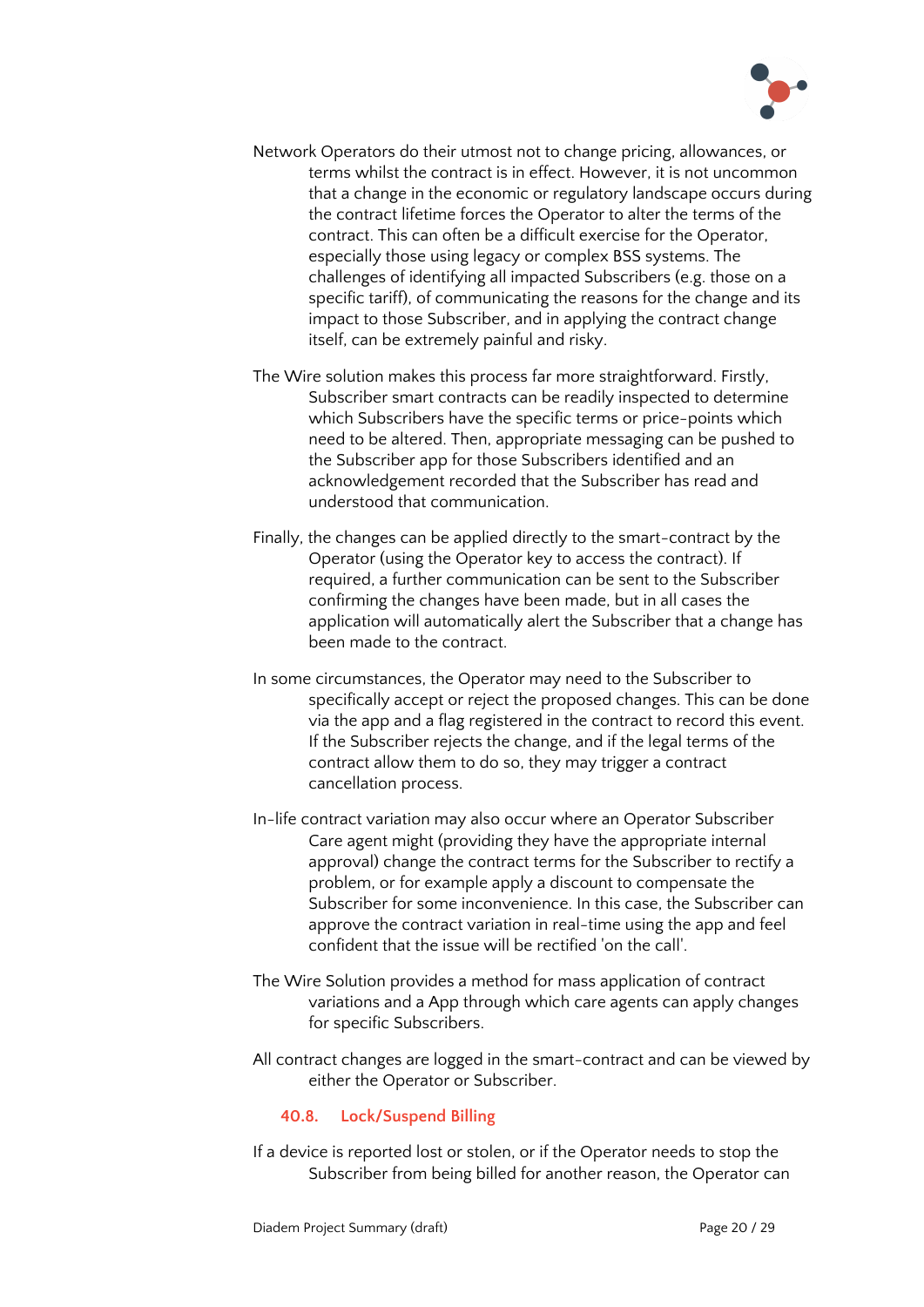Network Operators do their utmost not to change pricing, allowances, or terms whilst the contract is in effect. However, it is not uncommon that a change in the economic or regulatory landscape occurs during the contract lifetime forces the Operator to alter the terms of the contract. This can often be a difficult exercise for the Operator, especially those using legacy or complex BSS systems. The challenges of identifying all impacted Subscribers (e.g. those on a specific tariff), of communicating the reasons for the change and its impact to those Subscriber, and in applying the contract change itself, can be extremely painful and risky.

The Wire solution makes this process far more straightforward. Firstly, Subscriber smart contracts can be readily inspected to determine which Subscribers have the specific terms or price-points which need to be altered. Then, appropriate messaging can be pushed to the Subscriber app for those Subscribers identified and an acknowledgement recorded that the Subscriber has read and understood that communication.

Finally, the changes can be applied directly to the smart-contract by the Operator (using the Operator key to access the contract). If required, a further communication can be sent to the Subscriber confirming the changes have been made, but in all cases the application will automatically alert the Subscriber that a change has been made to the contract.

In some circumstances, the Operator may need to the Subscriber to specifically accept or reject the proposed changes. This can be done via the app and a flag registered in the contract to record this event. If the Subscriber rejects the change, and if the legal terms of the contract allow them to do so, they may trigger a contract cancellation process.

In-life contract variation may also occur where an Operator Subscriber Care agent might (providing they have the appropriate internal approval) change the contract terms for the Subscriber to rectify a problem, or for example apply a discount to compensate the Subscriber for some inconvenience. In this case, the Subscriber can approve the contract variation in real-time using the app and feel confident that the issue will be rectified 'on the call'.

The Wire Solution provides a method for mass application of contract variations and a App through which care agents can apply changes for specific Subscribers.

All contract changes are logged in the smart-contract and can be viewed by either the Operator or Subscriber.

### 40.8. Lock/Suspend Billing

If a device is reported lost or stolen, or if the Operator needs to stop the Subscriber from being billed for another reason, the Operator can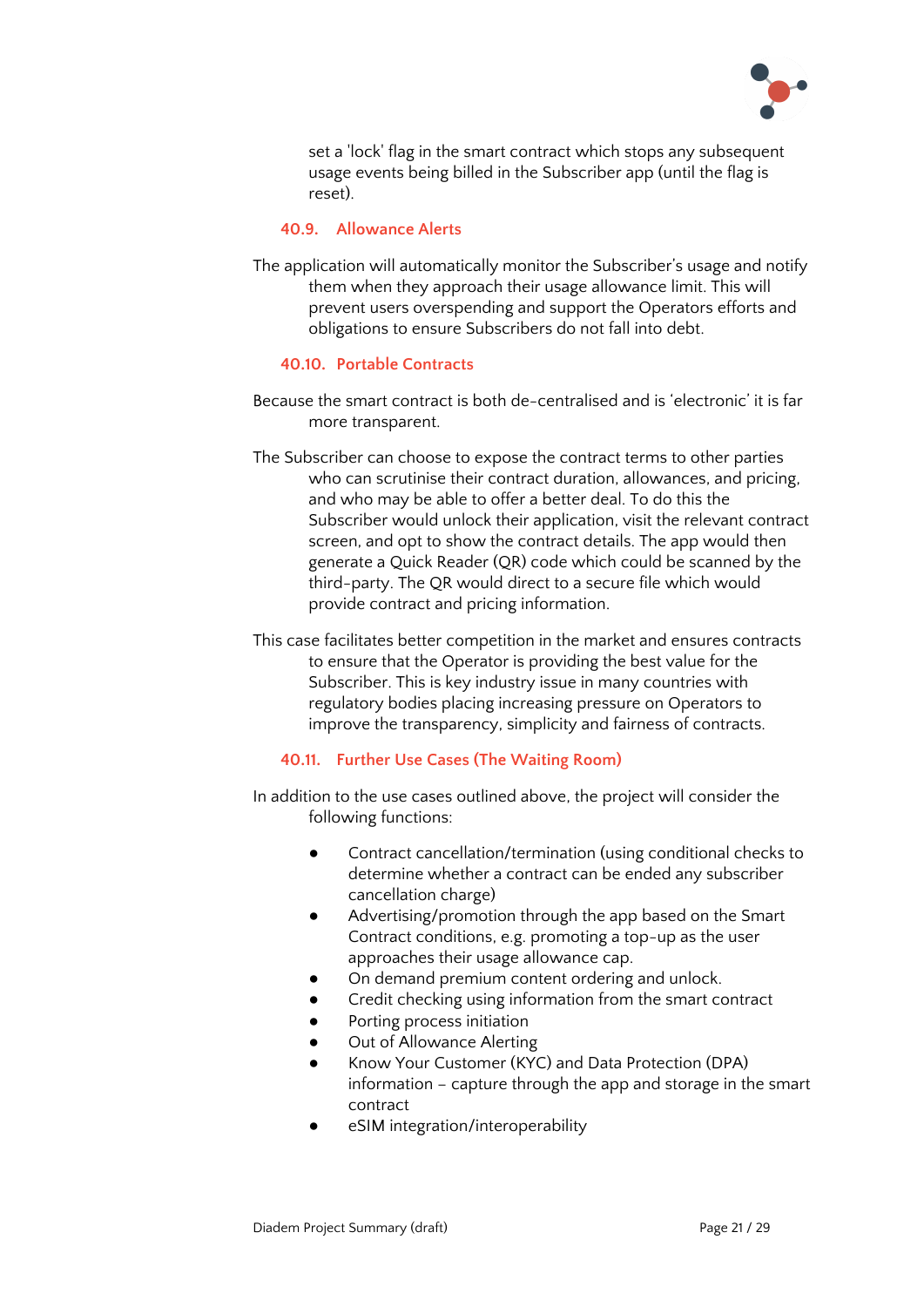set a 'lock' flag in the smart contract which stops any subsequent usage events being billed in the Subscriber app (until the flag is reset).

### 40.9. Allowance Alerts

The application will automatically monitor the Subscriber's usage and notify them when they approach their usage allowance limit. This will prevent users overspending and support the Operators efforts and obligations to ensure Subscribers do not fall into debt.

### 40.10. Portable Contracts

Because the smart contract is both de-centralised and is 'electronic' it is far more transparent.

The Subscriber can choose to expose the contract terms to other parties who can scrutinise their contract duration, allowances, and pricing, and who may be able to offer a better deal. To do this the Subscriber would unlock their application, visit the relevant contract screen, and opt to show the contract details. The app would then generate a Quick Reader (QR) code which could be scanned by the third-party. The QR would direct to a secure file which would provide contract and pricing information.

This case facilitates better competition in the market and ensures contracts to ensure that the Operator is providing the best value for the Subscriber. This is key industry issue in many countries with regulatory bodies placing increasing pressure on Operators to improve the transparency, simplicity and fairness of contracts.

### 40.11. Further Use Cases (The Waiting Room)

In addition to the use cases outlined above, the project will consider the following functions:

- Contract cancellation/termination (using conditional checks to determine whether a contract can be ended any subscriber cancellation charge)
- Advertising/promotion through the app based on the Smart Contract conditions, e.g. promoting a top-up as the user approaches their usage allowance cap.
- On demand premium content ordering and unlock.
- Credit checking using information from the smart contract
- Porting process initiation
- Out of Allowance Alerting
- Know Your Customer (KYC) and Data Protection (DPA) information – capture through the app and storage in the smart contract
- eSIM integration/interoperability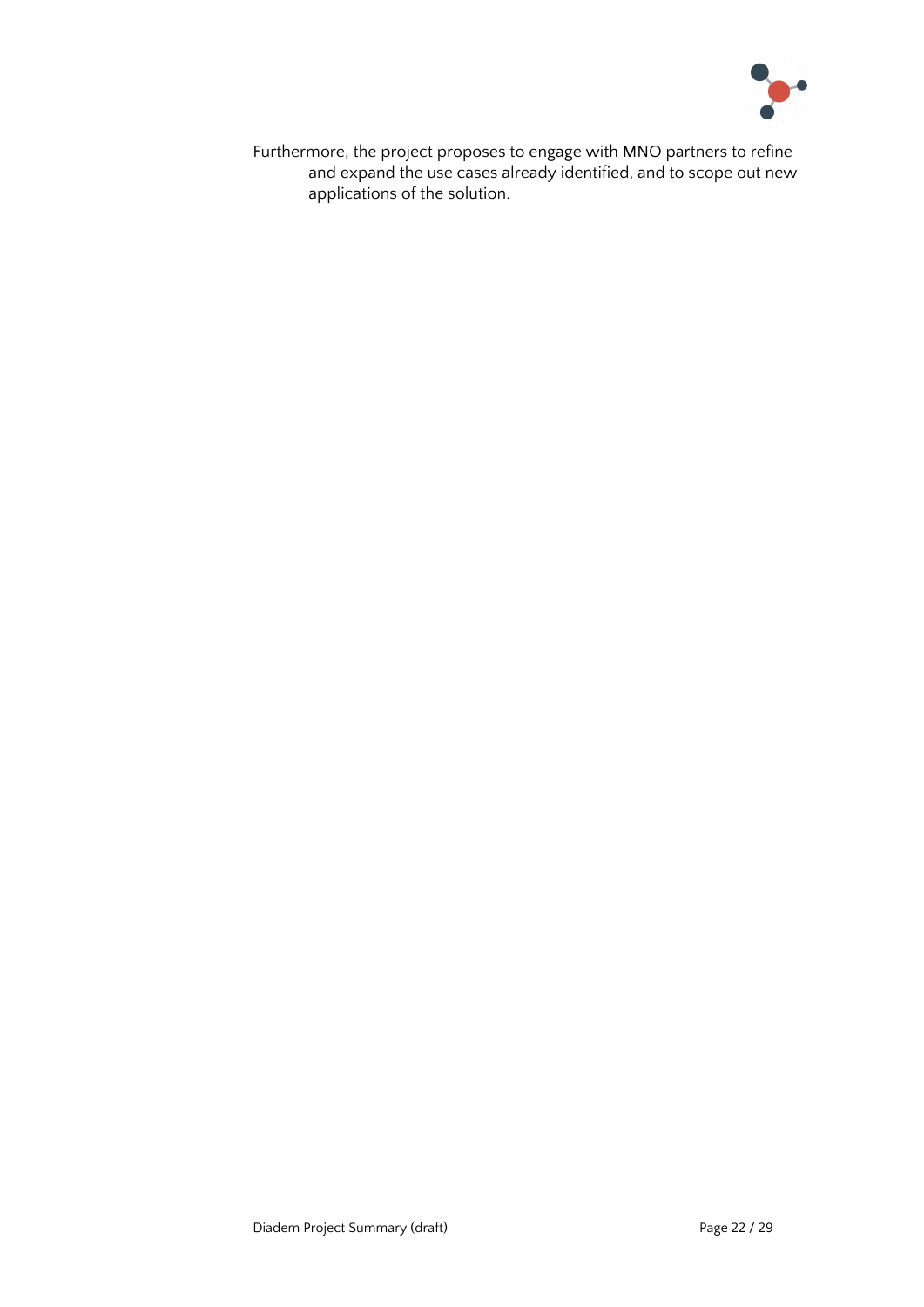Furthermore, the project proposes to engage with MNO partners to refine and expand the use cases already identified, and to scope out new applications of the solution.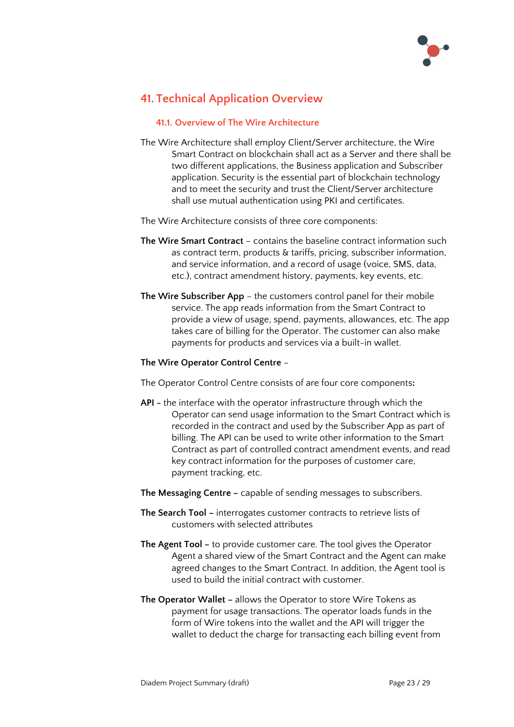## 41. Technical Application Overview

### 41.1. Overview of The Wire Architecture

The Wire Architecture shall employ Client/Server architecture, the Wire Smart Contract on blockchain shall act as a Server and there shall be two different applications, the Business application and Subscriber application. Security is the essential part of blockchain technology and to meet the security and trust the Client/Server architecture shall use mutual authentication using PKI and certificates.

The Wire Architecture consists of three core components:

**The Wire Smart Contract** – contains the baseline contract information such as contract term, products & tariffs, pricing, subscriber information, and service information, and a record of usage (voice, SMS, data, etc.), contract amendment history, payments, key events, etc.

**The Wire Subscriber App** – the customers control panel for their mobile service. The app reads information from the Smart Contract to provide a view of usage, spend, payments, allowances, etc. The app takes care of billing for the Operator. The customer can also make payments for products and services via a built-in wallet.

**The Wire Operator Control Centre** –

The Operator Control Centre consists of are four core components**:**

**API –** the interface with the operator infrastructure through which the Operator can send usage information to the Smart Contract which is recorded in the contract and used by the Subscriber App as part of billing. The API can be used to write other information to the Smart Contract as part of controlled contract amendment events, and read key contract information for the purposes of customer care, payment tracking, etc.

**The Messaging Centre –** capable of sending messages to subscribers.

**The Search Tool –** interrogates customer contracts to retrieve lists of customers with selected attributes

**The Agent Tool –** to provide customer care. The tool gives the Operator Agent a shared view of the Smart Contract and the Agent can make agreed changes to the Smart Contract. In addition, the Agent tool is used to build the initial contract with customer.

**The Operator Wallet –** allows the Operator to store Wire Tokens as payment for usage transactions. The operator loads funds in the form of Wire tokens into the wallet and the API will trigger the wallet to deduct the charge for transacting each billing event from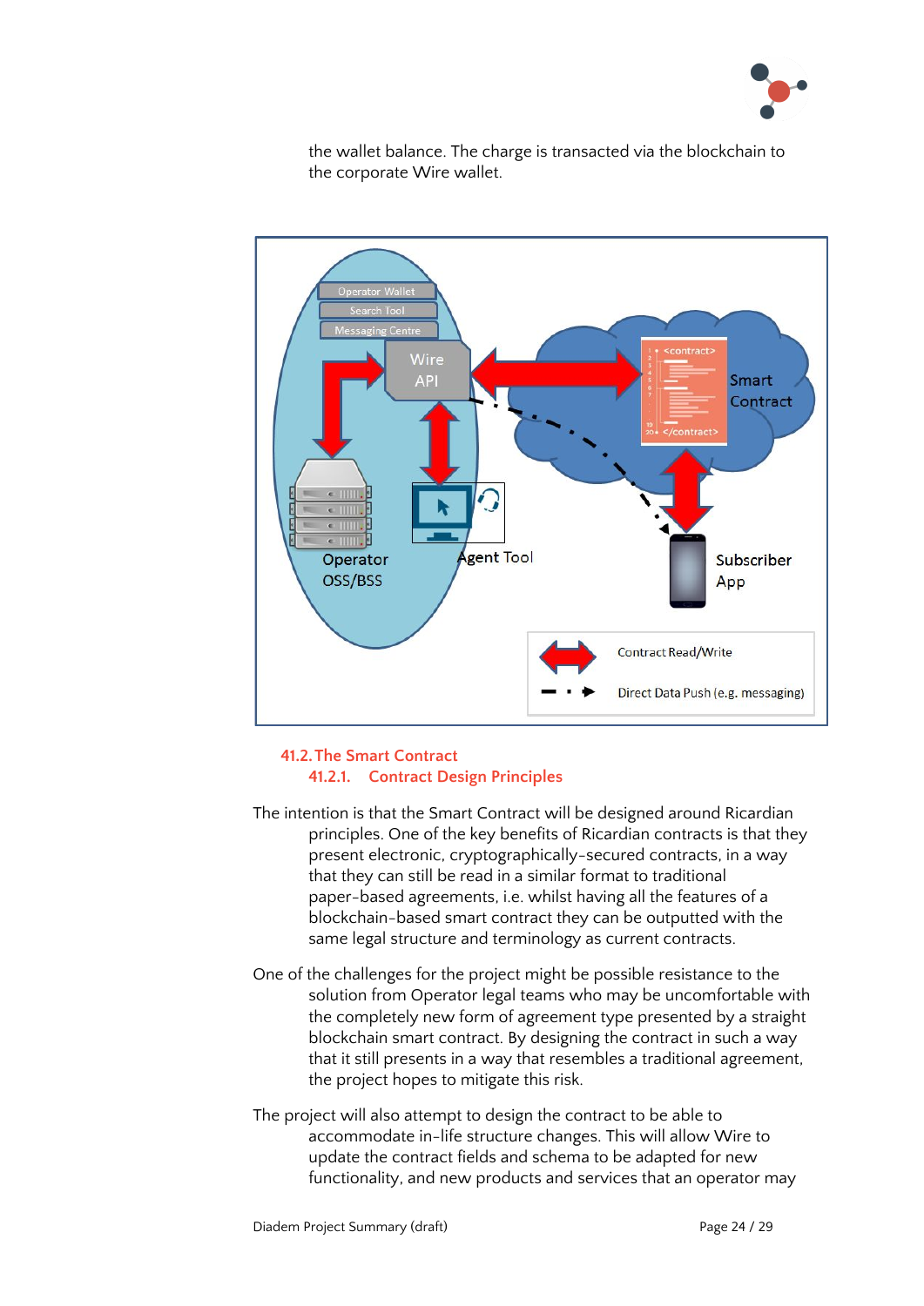the wallet balance. The charge is transacted via the blockchain to the corporate Wire wallet.

## 41.2. The Smart Contract

### 41.2.1. Contract Design Principles

The intention is that the Smart Contract will be designed around Ricardian principles. One of the key benefits of Ricardian contracts is that they present electronic, cryptographically-secured contracts, in a way that they can still be read in a similar format to traditional paper-based agreements, i.e. whilst having all the features of a blockchain-based smart contract they can be outputted with the same legal structure and terminology as current contracts.

One of the challenges for the project might be possible resistance to the solution from Operator legal teams who may be uncomfortable with the completely new form of agreement type presented by a straight blockchain smart contract. By designing the contract in such a way that it still presents in a way that resembles a traditional agreement, the project hopes to mitigate this risk.

The project will also attempt to design the contract to be able to accommodate in-life structure changes. This will allow Wire to update the contract fields and schema to be adapted for new functionality, and new products and services that an operator may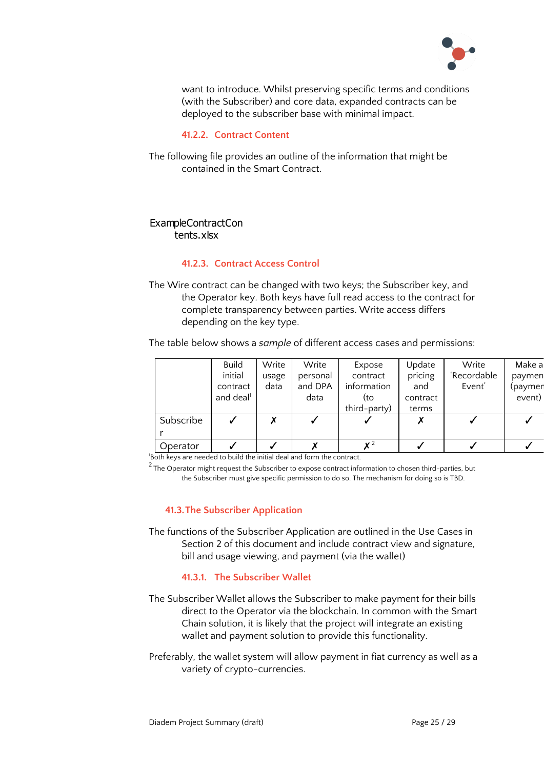want to introduce. Whilst preserving specific terms and conditions (with the Subscriber) and core data, expanded contracts can be deployed to the subscriber base with minimal impact.

#### 41.2.2. Contract Content

The following file provides an outline of the information that might be contained in the Smart Contract.

ExampleContractContents.xlsx

#### 41.2.3. Contract Access Control

The Wire contract can be changed with two keys; the Subscriber key, and the Operator key. Both keys have full read access to the contract for complete transparency between parties. Write access differs depending on the key type.

The table below shows a *sample* of different access cases and permissions:

| | Build initial contract and deal[1] | Write usage data | Write personal and DPA data | Expose contract information (to third-party) | Update pricing and contract terms | Write 'Recordable Event' | Make a paymen (paymen event) |
|---|---|---|---|---|---|---|---|
| Subscriber | ✓ | ✗ | ✓ | ✓ | ✗ | ✓ | ✓ |
| Operator | ✓ | ✓ | ✗ | ✗[2] | ✓ | ✓ | ✓ |

[1]Both keys are needed to build the initial deal and form the contract.

[2] The Operator might request the Subscriber to expose contract information to chosen third-parties, but the Subscriber must give specific permission to do so. The mechanism for doing so is TBD.

### 41.3. The Subscriber Application

The functions of the Subscriber Application are outlined in the Use Cases in Section 2 of this document and include contract view and signature, bill and usage viewing, and payment (via the wallet)

#### 41.3.1. The Subscriber Wallet

The Subscriber Wallet allows the Subscriber to make payment for their bills direct to the Operator via the blockchain. In common with the Smart Chain solution, it is likely that the project will integrate an existing wallet and payment solution to provide this functionality.

Preferably, the wallet system will allow payment in fiat currency as well as a variety of crypto-currencies.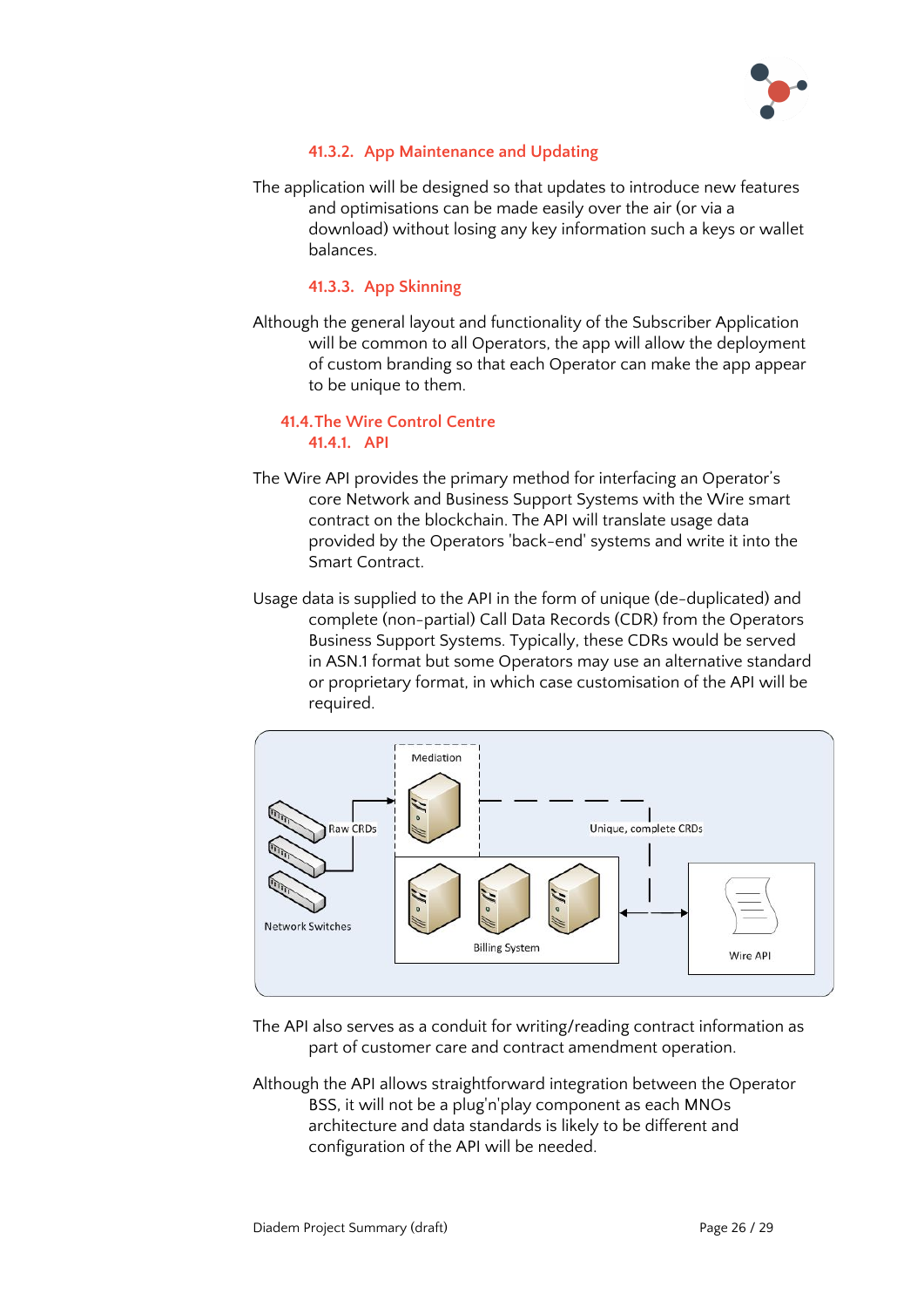#### 41.3.2. App Maintenance and Updating

The application will be designed so that updates to introduce new features and optimisations can be made easily over the air (or via a download) without losing any key information such a keys or wallet balances.

#### 41.3.3. App Skinning

Although the general layout and functionality of the Subscriber Application will be common to all Operators, the app will allow the deployment of custom branding so that each Operator can make the app appear to be unique to them.

### 41.4. The Wire Control Centre

#### 41.4.1. API

The Wire API provides the primary method for interfacing an Operator's core Network and Business Support Systems with the Wire smart contract on the blockchain. The API will translate usage data provided by the Operators 'back-end' systems and write it into the Smart Contract.

Usage data is supplied to the API in the form of unique (de-duplicated) and complete (non-partial) Call Data Records (CDR) from the Operators Business Support Systems. Typically, these CDRs would be served in ASN.1 format but some Operators may use an alternative standard or proprietary format, in which case customisation of the API will be required.

The API also serves as a conduit for writing/reading contract information as part of customer care and contract amendment operation.

Although the API allows straightforward integration between the Operator BSS, it will not be a plug'n'play component as each MNOs architecture and data standards is likely to be different and configuration of the API will be needed.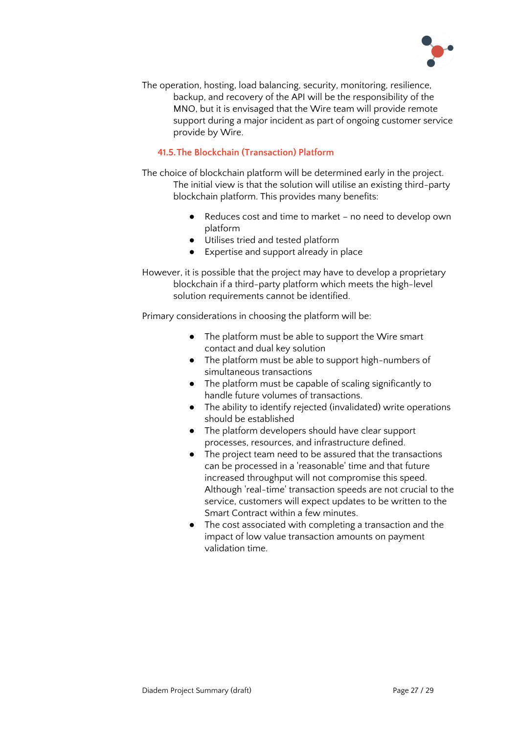The operation, hosting, load balancing, security, monitoring, resilience, backup, and recovery of the API will be the responsibility of the MNO, but it is envisaged that the Wire team will provide remote support during a major incident as part of ongoing customer service provide by Wire.

### 41.5. The Blockchain (Transaction) Platform

The choice of blockchain platform will be determined early in the project. The initial view is that the solution will utilise an existing third-party blockchain platform. This provides many benefits:

- Reduces cost and time to market – no need to develop own platform
- Utilises tried and tested platform
- Expertise and support already in place

However, it is possible that the project may have to develop a proprietary blockchain if a third-party platform which meets the high-level solution requirements cannot be identified.

Primary considerations in choosing the platform will be:

- The platform must be able to support the Wire smart contact and dual key solution
- The platform must be able to support high-numbers of simultaneous transactions
- The platform must be capable of scaling significantly to handle future volumes of transactions.
- The ability to identify rejected (invalidated) write operations should be established
- The platform developers should have clear support processes, resources, and infrastructure defined.
- The project team need to be assured that the transactions can be processed in a 'reasonable' time and that future increased throughput will not compromise this speed. Although 'real-time' transaction speeds are not crucial to the service, customers will expect updates to be written to the Smart Contract within a few minutes.
- The cost associated with completing a transaction and the impact of low value transaction amounts on payment validation time.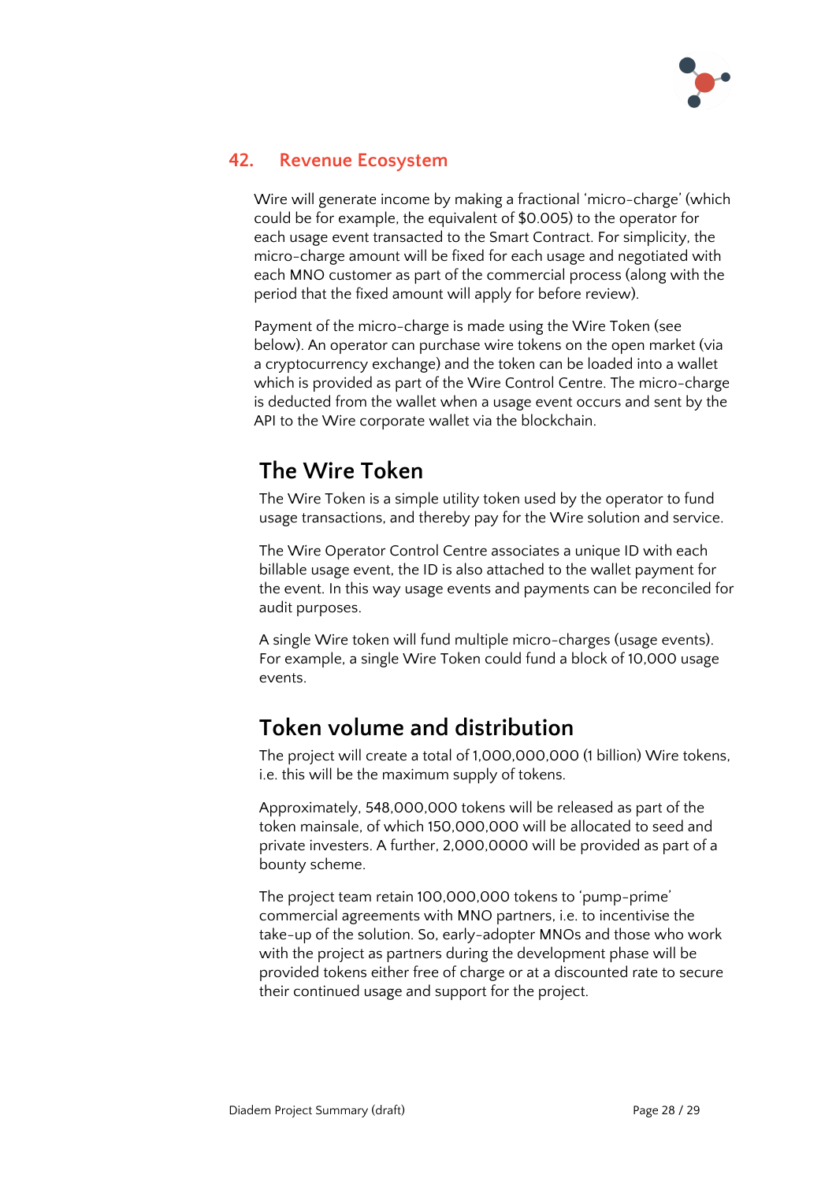## 42. Revenue Ecosystem

Wire will generate income by making a fractional 'micro-charge' (which could be for example, the equivalent of $0.005) to the operator for each usage event transacted to the Smart Contract. For simplicity, the micro-charge amount will be fixed for each usage and negotiated with each MNO customer as part of the commercial process (along with the period that the fixed amount will apply for before review).

Payment of the micro-charge is made using the Wire Token (see below). An operator can purchase wire tokens on the open market (via a cryptocurrency exchange) and the token can be loaded into a wallet which is provided as part of the Wire Control Centre. The micro-charge is deducted from the wallet when a usage event occurs and sent by the API to the Wire corporate wallet via the blockchain.

# The Wire Token

The Wire Token is a simple utility token used by the operator to fund usage transactions, and thereby pay for the Wire solution and service.

The Wire Operator Control Centre associates a unique ID with each billable usage event, the ID is also attached to the wallet payment for the event. In this way usage events and payments can be reconciled for audit purposes.

A single Wire token will fund multiple micro-charges (usage events). For example, a single Wire Token could fund a block of 10,000 usage events.

# Token volume and distribution

The project will create a total of 1,000,000,000 (1 billion) Wire tokens, i.e. this will be the maximum supply of tokens.

Approximately, 548,000,000 tokens will be released as part of the token mainsale, of which 150,000,000 will be allocated to seed and private investers. A further, 2,000,0000 will be provided as part of a bounty scheme.

The project team retain 100,000,000 tokens to 'pump-prime' commercial agreements with MNO partners, i.e. to incentivise the take-up of the solution. So, early-adopter MNOs and those who work with the project as partners during the development phase will be provided tokens either free of charge or at a discounted rate to secure their continued usage and support for the project.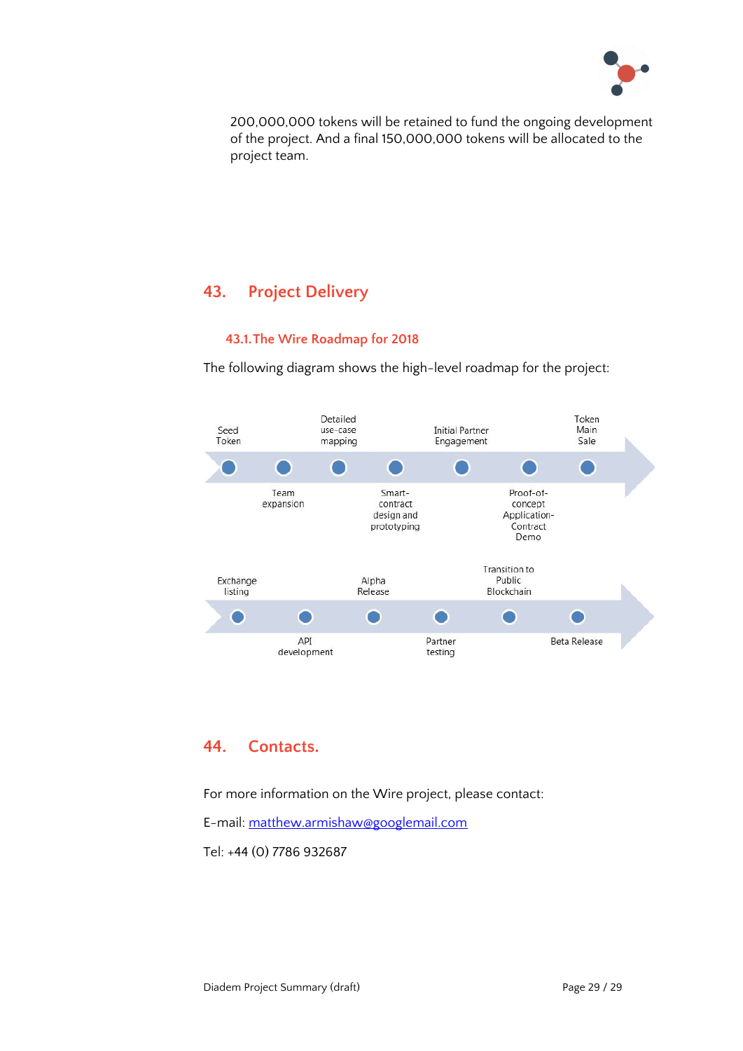200,000,000 tokens will be retained to fund the ongoing development of the project. And a final 150,000,000 tokens will be allocated to the project team.

# 43. Project Delivery

## 43.1. The Wire Roadmap for 2018

The following diagram shows the high-level roadmap for the project:

Seed Token

Team expansion

Detailed use-case mapping

Smart-contract design and prototyping

Initial Partner Engagement

Proof-of-concept Application-Contract Demo

Token Main Sale

Exchange listing

API development

Alpha Release

Partner testing

Transition to Public Blockchain

Beta Release

# 44. Contacts.

For more information on the Wire project, please contact:

E-mail: matthew.armishaw@googlemail.com

Tel: +44 (0) 7786 932687